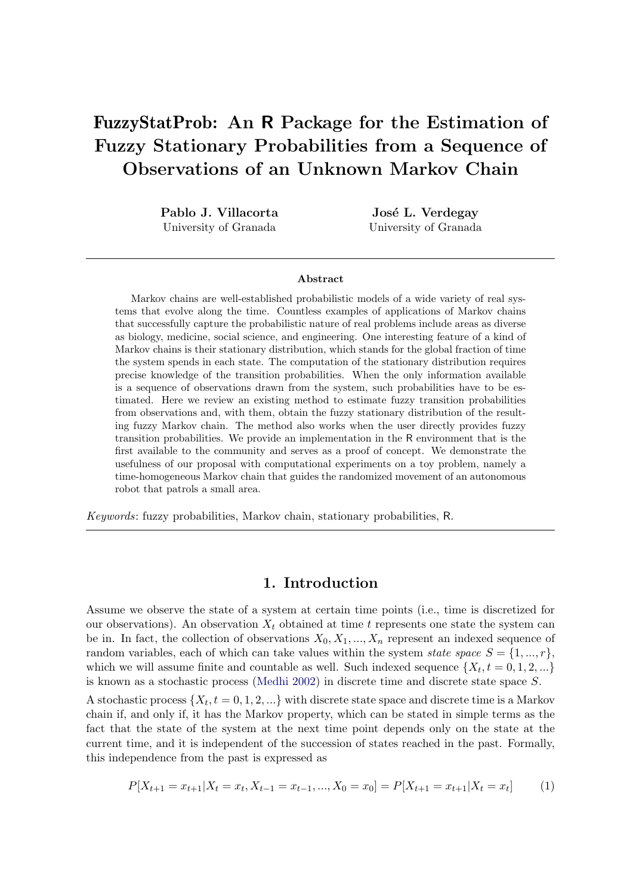# FuzzyStatProb: An R Package for the Estimation of Fuzzy Stationary Probabilities from a Sequence of Observations of an Unknown Markov Chain

**Pablo J. Villacorta**
University of Granada

**José L. Verdegay**
University of Granada

## Abstract

Markov chains are well-established probabilistic models of a wide variety of real systems that evolve along the time. Countless examples of applications of Markov chains that successfully capture the probabilistic nature of real problems include areas as diverse as biology, medicine, social science, and engineering. One interesting feature of a kind of Markov chains is their stationary distribution, which stands for the global fraction of time the system spends in each state. The computation of the stationary distribution requires precise knowledge of the transition probabilities. When the only information available is a sequence of observations drawn from the system, such probabilities have to be estimated. Here we review an existing method to estimate fuzzy transition probabilities from observations and, with them, obtain the fuzzy stationary distribution of the resulting fuzzy Markov chain. The method also works when the user directly provides fuzzy transition probabilities. We provide an implementation in the R environment that is the first available to the community and serves as a proof of concept. We demonstrate the usefulness of our proposal with computational experiments on a toy problem, namely a time-homogeneous Markov chain that guides the randomized movement of an autonomous robot that patrols a small area.

*Keywords*: fuzzy probabilities, Markov chain, stationary probabilities, R.

## 1. Introduction

Assume we observe the state of a system at certain time points (i.e., time is discretized for our observations). An observation $X_t$ obtained at time $t$ represents one state the system can be in. In fact, the collection of observations $X_0, X_1, ..., X_n$ represent an indexed sequence of random variables, each of which can take values within the system *state space* $S = \{1, ..., r\}$, which we will assume finite and countable as well. Such indexed sequence $\{X_t, t = 0, 1, 2, ...\}$ is known as a stochastic process (Medhi 2002) in discrete time and discrete state space $S$.

A stochastic process $\{X_t, t = 0, 1, 2, ...\}$ with discrete state space and discrete time is a Markov chain if, and only if, it has the Markov property, which can be stated in simple terms as the fact that the state of the system at the next time point depends only on the state at the current time, and it is independent of the succession of states reached in the past. Formally, this independence from the past is expressed as

$$P[X_{t+1} = x_{t+1} | X_t = x_t, X_{t-1} = x_{t-1}, ..., X_0 = x_0] = P[X_{t+1} = x_{t+1} | X_t = x_t] \qquad (1)$$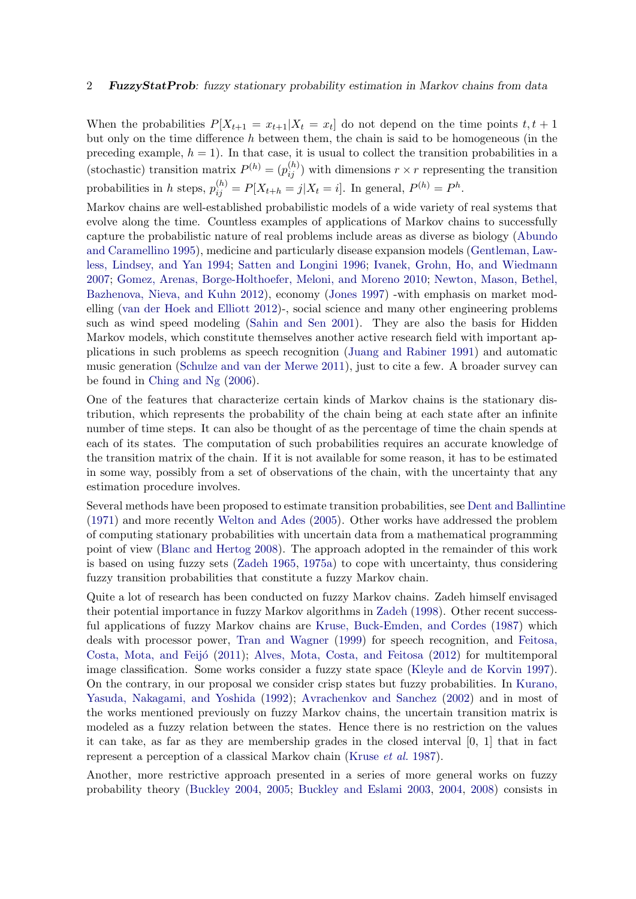When the probabilities $P[X_{t+1} = x_{t+1}|X_t = x_t]$ do not depend on the time points $t, t+1$ but only on the time difference $h$ between them, the chain is said to be homogeneous (in the preceding example, $h = 1$). In that case, it is usual to collect the transition probabilities in a (stochastic) transition matrix $P^{(h)} = (p_{ij}^{(h)})$ with dimensions $r \times r$ representing the transition probabilities in $h$ steps, $p_{ij}^{(h)} = P[X_{t+h} = j|X_t = i]$. In general, $P^{(h)} = P^h$.

Markov chains are well-established probabilistic models of a wide variety of real systems that evolve along the time. Countless examples of applications of Markov chains to successfully capture the probabilistic nature of real problems include areas as diverse as biology (Abundo and Caramellino 1995), medicine and particularly disease expansion models (Gentleman, Lawless, Lindsey, and Yan 1994; Satten and Longini 1996; Ivanek, Grohn, Ho, and Wiedmann 2007; Gomez, Arenas, Borge-Holthoefer, Meloni, and Moreno 2010; Newton, Mason, Bethel, Bazhenova, Nieva, and Kuhn 2012), economy (Jones 1997) -with emphasis on market modelling (van der Hoek and Elliott 2012)-, social science and many other engineering problems such as wind speed modeling (Sahin and Sen 2001). They are also the basis for Hidden Markov models, which constitute themselves another active research field with important applications in such problems as speech recognition (Juang and Rabiner 1991) and automatic music generation (Schulze and van der Merwe 2011), just to cite a few. A broader survey can be found in Ching and Ng (2006).

One of the features that characterize certain kinds of Markov chains is the stationary distribution, which represents the probability of the chain being at each state after an infinite number of time steps. It can also be thought of as the percentage of time the chain spends at each of its states. The computation of such probabilities requires an accurate knowledge of the transition matrix of the chain. If it is not available for some reason, it has to be estimated in some way, possibly from a set of observations of the chain, with the uncertainty that any estimation procedure involves.

Several methods have been proposed to estimate transition probabilities, see Dent and Ballintine (1971) and more recently Welton and Ades (2005). Other works have addressed the problem of computing stationary probabilities with uncertain data from a mathematical programming point of view (Blanc and Hertog 2008). The approach adopted in the remainder of this work is based on using fuzzy sets (Zadeh 1965, 1975a) to cope with uncertainty, thus considering fuzzy transition probabilities that constitute a fuzzy Markov chain.

Quite a lot of research has been conducted on fuzzy Markov chains. Zadeh himself envisaged their potential importance in fuzzy Markov algorithms in Zadeh (1998). Other recent successful applications of fuzzy Markov chains are Kruse, Buck-Emden, and Cordes (1987) which deals with processor power, Tran and Wagner (1999) for speech recognition, and Feitosa, Costa, Mota, and Feijó (2011); Alves, Mota, Costa, and Feitosa (2012) for multitemporal image classification. Some works consider a fuzzy state space (Kleyle and de Korvin 1997). On the contrary, in our proposal we consider crisp states but fuzzy probabilities. In Kurano, Yasuda, Nakagami, and Yoshida (1992); Avrachenkov and Sanchez (2002) and in most of the works mentioned previously on fuzzy Markov chains, the uncertain transition matrix is modeled as a fuzzy relation between the states. Hence there is no restriction on the values it can take, as far as they are membership grades in the closed interval [0, 1] that in fact represent a perception of a classical Markov chain (Kruse *et al.* 1987).

Another, more restrictive approach presented in a series of more general works on fuzzy probability theory (Buckley 2004, 2005; Buckley and Eslami 2003, 2004, 2008) consists in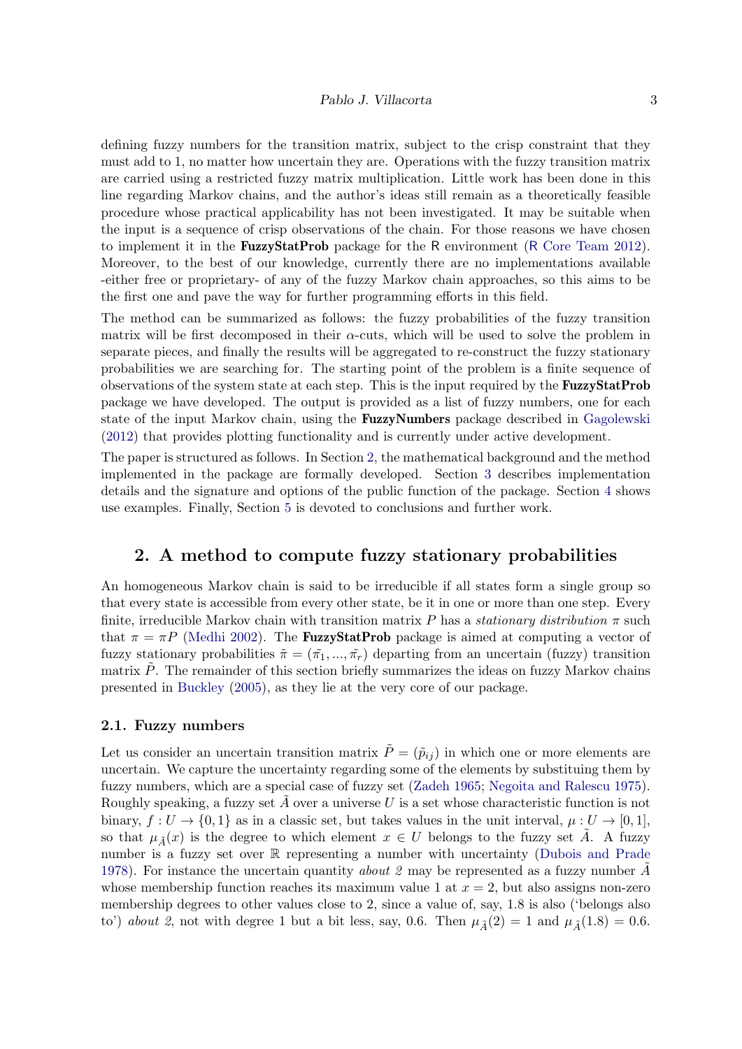defining fuzzy numbers for the transition matrix, subject to the crisp constraint that they must add to 1, no matter how uncertain they are. Operations with the fuzzy transition matrix are carried using a restricted fuzzy matrix multiplication. Little work has been done in this line regarding Markov chains, and the author's ideas still remain as a theoretically feasible procedure whose practical applicability has not been investigated. It may be suitable when the input is a sequence of crisp observations of the chain. For those reasons we have chosen to implement it in the **FuzzyStatProb** package for the R environment (R Core Team 2012). Moreover, to the best of our knowledge, currently there are no implementations available -either free or proprietary- of any of the fuzzy Markov chain approaches, so this aims to be the first one and pave the way for further programming efforts in this field.

The method can be summarized as follows: the fuzzy probabilities of the fuzzy transition matrix will be first decomposed in their $\alpha$-cuts, which will be used to solve the problem in separate pieces, and finally the results will be aggregated to re-construct the fuzzy stationary probabilities we are searching for. The starting point of the problem is a finite sequence of observations of the system state at each step. This is the input required by the **FuzzyStatProb** package we have developed. The output is provided as a list of fuzzy numbers, one for each state of the input Markov chain, using the **FuzzyNumbers** package described in Gagolewski (2012) that provides plotting functionality and is currently under active development.

The paper is structured as follows. In Section 2, the mathematical background and the method implemented in the package are formally developed. Section 3 describes implementation details and the signature and options of the public function of the package. Section 4 shows use examples. Finally, Section 5 is devoted to conclusions and further work.

## 2. A method to compute fuzzy stationary probabilities

An homogeneous Markov chain is said to be irreducible if all states form a single group so that every state is accessible from every other state, be it in one or more than one step. Every finite, irreducible Markov chain with transition matrix $P$ has a *stationary distribution* $\pi$ such that $\pi = \pi P$ (Medhi 2002). The **FuzzyStatProb** package is aimed at computing a vector of fuzzy stationary probabilities $\tilde{\pi} = (\tilde{\pi_1}, ..., \tilde{\pi_r})$ departing from an uncertain (fuzzy) transition matrix $\tilde{P}$. The remainder of this section briefly summarizes the ideas on fuzzy Markov chains presented in Buckley (2005), as they lie at the very core of our package.

### 2.1. Fuzzy numbers

Let us consider an uncertain transition matrix $\tilde{P} = (\tilde{p}_{ij})$ in which one or more elements are uncertain. We capture the uncertainty regarding some of the elements by substituting them by fuzzy numbers, which are a special case of fuzzy set (Zadeh 1965; Negoita and Ralescu 1975). Roughly speaking, a fuzzy set $\tilde{A}$ over a universe $U$ is a set whose characteristic function is not binary, $f : U \to \{0, 1\}$ as in a classic set, but takes values in the unit interval, $\mu : U \to [0, 1]$, so that $\mu_{\tilde{A}}(x)$ is the degree to which element $x \in U$ belongs to the fuzzy set $\tilde{A}$. A fuzzy number is a fuzzy set over $\mathbb{R}$ representing a number with uncertainty (Dubois and Prade 1978). For instance the uncertain quantity *about 2* may be represented as a fuzzy number $\tilde{A}$ whose membership function reaches its maximum value 1 at $x = 2$, but also assigns non-zero membership degrees to other values close to 2, since a value of, say, 1.8 is also ('belongs also to') *about 2*, not with degree 1 but a bit less, say, 0.6. Then $\mu_{\tilde{A}}(2) = 1$ and $\mu_{\tilde{A}}(1.8) = 0.6$.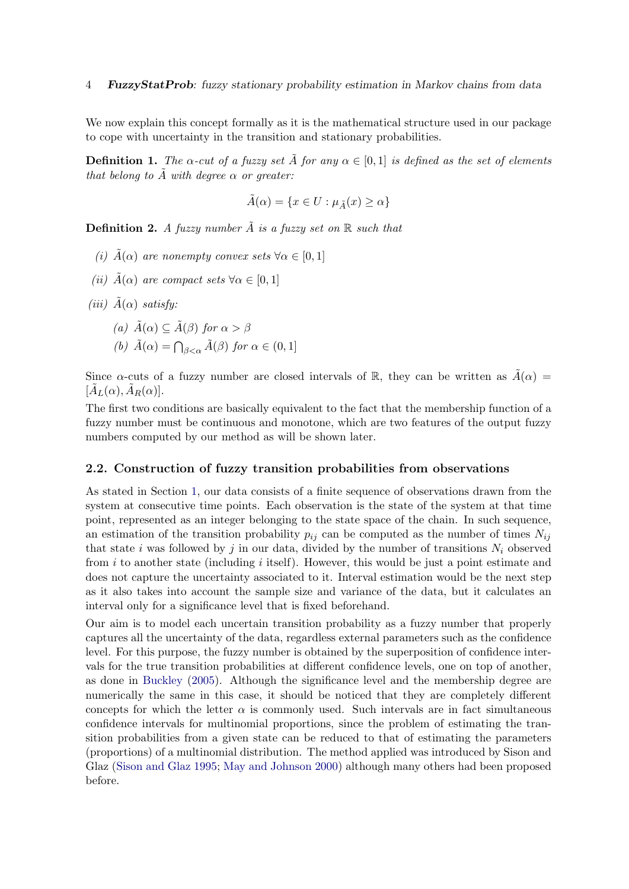We now explain this concept formally as it is the mathematical structure used in our package to cope with uncertainty in the transition and stationary probabilities.

**Definition 1.** *The $\alpha$-cut of a fuzzy set $\tilde{A}$ for any $\alpha \in [0,1]$ is defined as the set of elements that belong to $\tilde{A}$ with degree $\alpha$ or greater:*

$$\tilde{A}(\alpha) = \{x \in U : \mu_{\tilde{A}}(x) \geq \alpha\}$$

**Definition 2.** *A fuzzy number $\tilde{A}$ is a fuzzy set on $\mathbb{R}$ such that*

*(i)* *$\tilde{A}(\alpha)$ are nonempty convex sets $\forall \alpha \in [0,1]$*

*(ii)* *$\tilde{A}(\alpha)$ are compact sets $\forall \alpha \in [0,1]$*

*(iii)* *$\tilde{A}(\alpha)$ satisfy:*

*(a)* *$\tilde{A}(\alpha) \subseteq \tilde{A}(\beta)$ for $\alpha > \beta$*

*(b)* *$\tilde{A}(\alpha) = \bigcap_{\beta < \alpha} \tilde{A}(\beta)$ for $\alpha \in (0,1]$*

Since $\alpha$-cuts of a fuzzy number are closed intervals of $\mathbb{R}$, they can be written as $\tilde{A}(\alpha) = [\tilde{A}_L(\alpha), \tilde{A}_R(\alpha)]$.

The first two conditions are basically equivalent to the fact that the membership function of a fuzzy number must be continuous and monotone, which are two features of the output fuzzy numbers computed by our method as will be shown later.

## 2.2. Construction of fuzzy transition probabilities from observations

As stated in Section 1, our data consists of a finite sequence of observations drawn from the system at consecutive time points. Each observation is the state of the system at that time point, represented as an integer belonging to the state space of the chain. In such sequence, an estimation of the transition probability $p_{ij}$ can be computed as the number of times $N_{ij}$ that state $i$ was followed by $j$ in our data, divided by the number of transitions $N_i$ observed from $i$ to another state (including $i$ itself). However, this would be just a point estimate and does not capture the uncertainty associated to it. Interval estimation would be the next step as it also takes into account the sample size and variance of the data, but it calculates an interval only for a significance level that is fixed beforehand.

Our aim is to model each uncertain transition probability as a fuzzy number that properly captures all the uncertainty of the data, regardless external parameters such as the confidence level. For this purpose, the fuzzy number is obtained by the superposition of confidence intervals for the true transition probabilities at different confidence levels, one on top of another, as done in Buckley (2005). Although the significance level and the membership degree are numerically the same in this case, it should be noticed that they are completely different concepts for which the letter $\alpha$ is commonly used. Such intervals are in fact simultaneous confidence intervals for multinomial proportions, since the problem of estimating the transition probabilities from a given state can be reduced to that of estimating the parameters (proportions) of a multinomial distribution. The method applied was introduced by Sison and Glaz (Sison and Glaz 1995; May and Johnson 2000) although many others had been proposed before.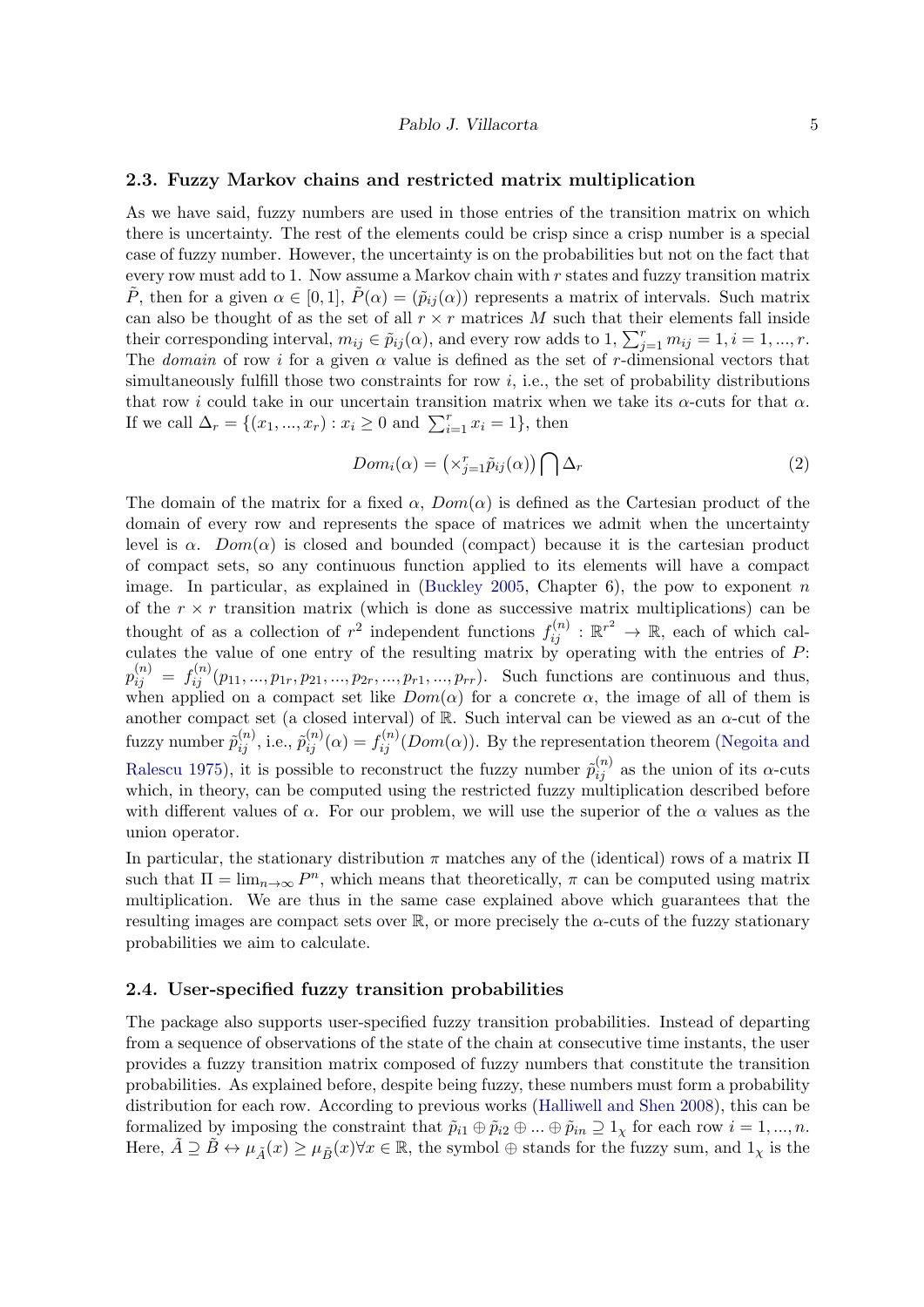### 2.3. Fuzzy Markov chains and restricted matrix multiplication

As we have said, fuzzy numbers are used in those entries of the transition matrix on which there is uncertainty. The rest of the elements could be crisp since a crisp number is a special case of fuzzy number. However, the uncertainty is on the probabilities but not on the fact that every row must add to 1. Now assume a Markov chain with $r$ states and fuzzy transition matrix $\tilde{P}$, then for a given $\alpha \in [0, 1]$, $\tilde{P}(\alpha) = (\tilde{p}_{ij}(\alpha))$ represents a matrix of intervals. Such matrix can also be thought of as the set of all $r \times r$ matrices $M$ such that their elements fall inside their corresponding interval, $m_{ij} \in \tilde{p}_{ij}(\alpha)$, and every row adds to 1, $\sum_{j=1}^{r} m_{ij} = 1, i = 1, ..., r$. The *domain* of row $i$ for a given $\alpha$ value is defined as the set of $r$-dimensional vectors that simultaneously fulfill those two constraints for row $i$, i.e., the set of probability distributions that row $i$ could take in our uncertain transition matrix when we take its $\alpha$-cuts for that $\alpha$. If we call $\Delta_r = \{(x_1, ..., x_r) : x_i \geq 0 \text{ and } \sum_{i=1}^{r} x_i = 1\}$, then

$$Dom_i(\alpha) = \left(\times_{j=1}^{r} \tilde{p}_{ij}(\alpha)\right) \bigcap \Delta_r \tag{2}$$

The domain of the matrix for a fixed $\alpha$, $Dom(\alpha)$ is defined as the Cartesian product of the domain of every row and represents the space of matrices we admit when the uncertainty level is $\alpha$. $Dom(\alpha)$ is closed and bounded (compact) because it is the cartesian product of compact sets, so any continuous function applied to its elements will have a compact image. In particular, as explained in (Buckley 2005, Chapter 6), the pow to exponent $n$ of the $r \times r$ transition matrix (which is done as successive matrix multiplications) can be thought of as a collection of $r^2$ independent functions $f_{ij}^{(n)} : \mathbb{R}^{r^2} \to \mathbb{R}$, each of which calculates the value of one entry of the resulting matrix by operating with the entries of $P$: $p_{ij}^{(n)} = f_{ij}^{(n)}(p_{11}, ..., p_{1r}, p_{21}, ..., p_{2r}, ..., p_{r1}, ..., p_{rr})$. Such functions are continuous and thus, when applied on a compact set like $Dom(\alpha)$ for a concrete $\alpha$, the image of all of them is another compact set (a closed interval) of $\mathbb{R}$. Such interval can be viewed as an $\alpha$-cut of the fuzzy number $\tilde{p}_{ij}^{(n)}$, i.e., $\tilde{p}_{ij}^{(n)}(\alpha) = f_{ij}^{(n)}(Dom(\alpha))$. By the representation theorem (Negoita and Ralescu 1975), it is possible to reconstruct the fuzzy number $\tilde{p}_{ij}^{(n)}$ as the union of its $\alpha$-cuts which, in theory, can be computed using the restricted fuzzy multiplication described before with different values of $\alpha$. For our problem, we will use the superior of the $\alpha$ values as the union operator.

In particular, the stationary distribution $\pi$ matches any of the (identical) rows of a matrix $\Pi$ such that $\Pi = \lim_{n\to\infty} P^n$, which means that theoretically, $\pi$ can be computed using matrix multiplication. We are thus in the same case explained above which guarantees that the resulting images are compact sets over $\mathbb{R}$, or more precisely the $\alpha$-cuts of the fuzzy stationary probabilities we aim to calculate.

### 2.4. User-specified fuzzy transition probabilities

The package also supports user-specified fuzzy transition probabilities. Instead of departing from a sequence of observations of the state of the chain at consecutive time instants, the user provides a fuzzy transition matrix composed of fuzzy numbers that constitute the transition probabilities. As explained before, despite being fuzzy, these numbers must form a probability distribution for each row. According to previous works (Halliwell and Shen 2008), this can be formalized by imposing the constraint that $\tilde{p}_{i1} \oplus \tilde{p}_{i2} \oplus ... \oplus \tilde{p}_{in} \supseteq 1_\chi$ for each row $i = 1, ..., n$. Here, $\tilde{A} \supseteq \tilde{B} \leftrightarrow \mu_{\tilde{A}}(x) \geq \mu_{\tilde{B}}(x) \forall x \in \mathbb{R}$, the symbol $\oplus$ stands for the fuzzy sum, and $1_\chi$ is the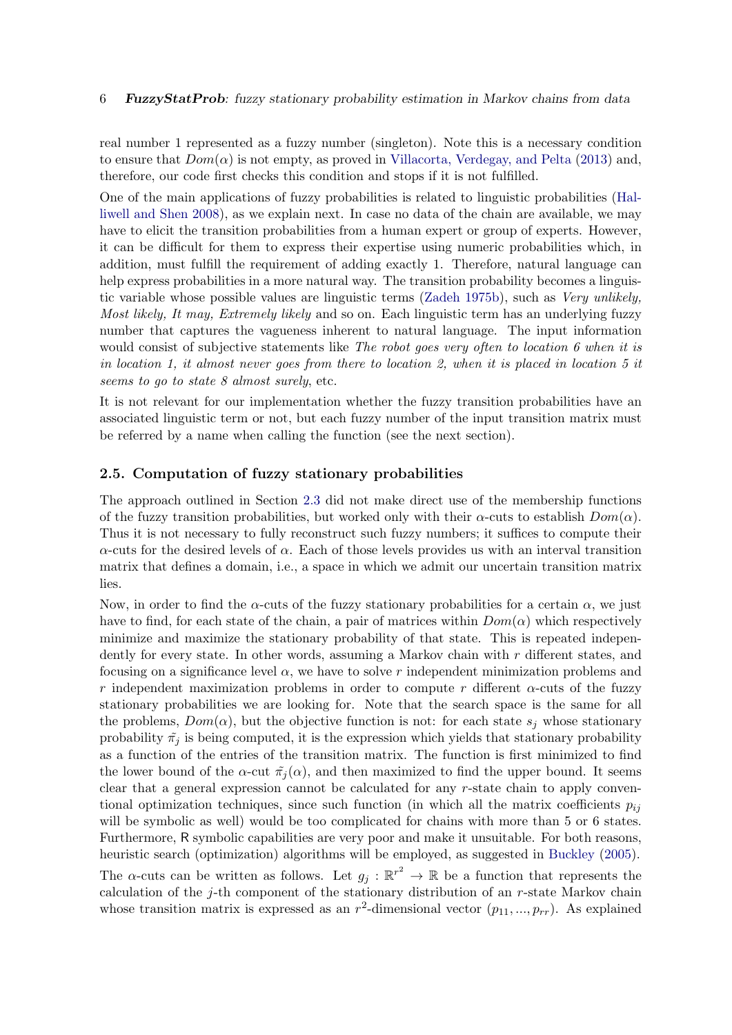real number 1 represented as a fuzzy number (singleton). Note this is a necessary condition to ensure that $Dom(\alpha)$ is not empty, as proved in Villacorta, Verdegay, and Pelta (2013) and, therefore, our code first checks this condition and stops if it is not fulfilled.

One of the main applications of fuzzy probabilities is related to linguistic probabilities (Halliwell and Shen 2008), as we explain next. In case no data of the chain are available, we may have to elicit the transition probabilities from a human expert or group of experts. However, it can be difficult for them to express their expertise using numeric probabilities which, in addition, must fulfill the requirement of adding exactly 1. Therefore, natural language can help express probabilities in a more natural way. The transition probability becomes a linguistic variable whose possible values are linguistic terms (Zadeh 1975b), such as *Very unlikely, Most likely, It may, Extremely likely* and so on. Each linguistic term has an underlying fuzzy number that captures the vagueness inherent to natural language. The input information would consist of subjective statements like *The robot goes very often to location 6 when it is in location 1, it almost never goes from there to location 2, when it is placed in location 5 it seems to go to state 8 almost surely*, etc.

It is not relevant for our implementation whether the fuzzy transition probabilities have an associated linguistic term or not, but each fuzzy number of the input transition matrix must be referred by a name when calling the function (see the next section).

### 2.5. Computation of fuzzy stationary probabilities

The approach outlined in Section 2.3 did not make direct use of the membership functions of the fuzzy transition probabilities, but worked only with their $\alpha$-cuts to establish $Dom(\alpha)$. Thus it is not necessary to fully reconstruct such fuzzy numbers; it suffices to compute their $\alpha$-cuts for the desired levels of $\alpha$. Each of those levels provides us with an interval transition matrix that defines a domain, i.e., a space in which we admit our uncertain transition matrix lies.

Now, in order to find the $\alpha$-cuts of the fuzzy stationary probabilities for a certain $\alpha$, we just have to find, for each state of the chain, a pair of matrices within $Dom(\alpha)$ which respectively minimize and maximize the stationary probability of that state. This is repeated independently for every state. In other words, assuming a Markov chain with $r$ different states, and focusing on a significance level $\alpha$, we have to solve $r$ independent minimization problems and $r$ independent maximization problems in order to compute $r$ different $\alpha$-cuts of the fuzzy stationary probabilities we are looking for. Note that the search space is the same for all the problems, $Dom(\alpha)$, but the objective function is not: for each state $s_j$ whose stationary probability $\tilde{\pi}_j$ is being computed, it is the expression which yields that stationary probability as a function of the entries of the transition matrix. The function is first minimized to find the lower bound of the $\alpha$-cut $\tilde{\pi}_j(\alpha)$, and then maximized to find the upper bound. It seems clear that a general expression cannot be calculated for any $r$-state chain to apply conventional optimization techniques, since such function (in which all the matrix coefficients $p_{ij}$ will be symbolic as well) would be too complicated for chains with more than 5 or 6 states. Furthermore, R symbolic capabilities are very poor and make it unsuitable. For both reasons, heuristic search (optimization) algorithms will be employed, as suggested in Buckley (2005).

The $\alpha$-cuts can be written as follows. Let $g_j : \mathbb{R}^{r^2} \to \mathbb{R}$ be a function that represents the calculation of the $j$-th component of the stationary distribution of an $r$-state Markov chain whose transition matrix is expressed as an $r^2$-dimensional vector $(p_{11}, ..., p_{rr})$. As explained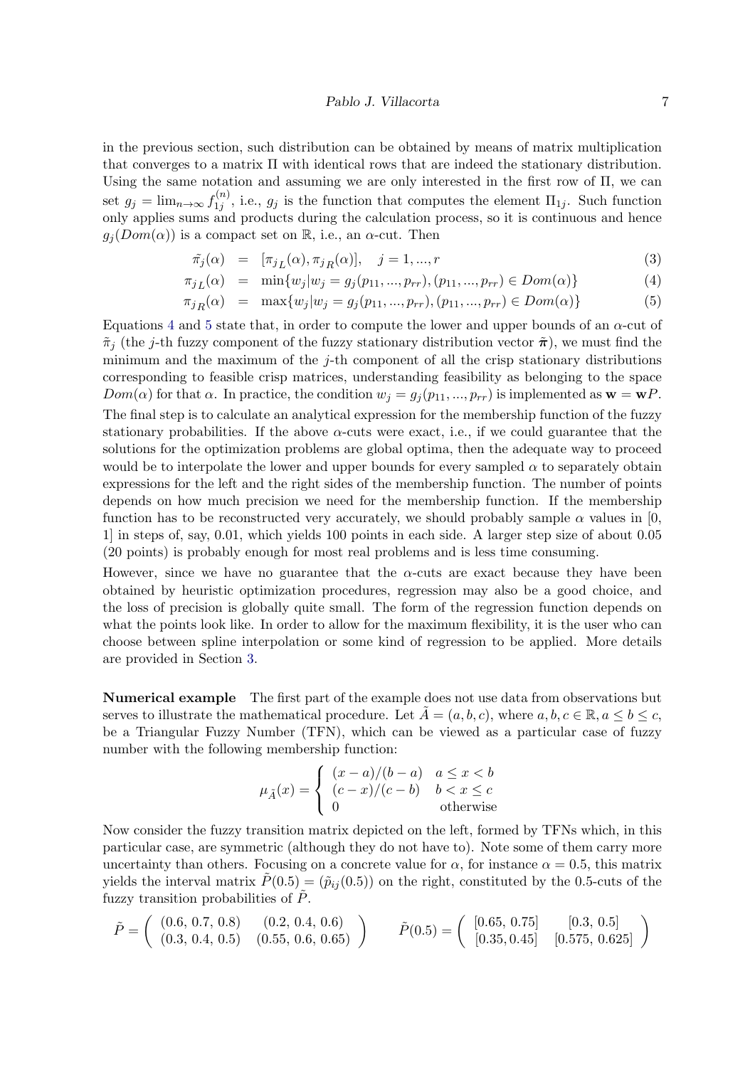in the previous section, such distribution can be obtained by means of matrix multiplication that converges to a matrix $\Pi$ with identical rows that are indeed the stationary distribution. Using the same notation and assuming we are only interested in the first row of $\Pi$, we can set $g_j = \lim_{n\to\infty} f_{1j}^{(n)}$, i.e., $g_j$ is the function that computes the element $\Pi_{1j}$. Such function only applies sums and products during the calculation process, so it is continuous and hence $g_j(Dom(\alpha))$ is a compact set on $\mathbb{R}$, i.e., an $\alpha$-cut. Then

$$\tilde{\pi_j}(\alpha) = [\pi_{jL}(\alpha), \pi_{jR}(\alpha)], \quad j = 1, ..., r \tag{3}$$

$$\pi_{jL}(\alpha) = \min\{w_j | w_j = g_j(p_{11}, ..., p_{rr}), (p_{11}, ..., p_{rr}) \in Dom(\alpha)\} \tag{4}$$

$$\pi_{jR}(\alpha) = \max\{w_j | w_j = g_j(p_{11}, ..., p_{rr}), (p_{11}, ..., p_{rr}) \in Dom(\alpha)\} \tag{5}$$

Equations 4 and 5 state that, in order to compute the lower and upper bounds of an $\alpha$-cut of $\tilde{\pi}_j$ (the $j$-th fuzzy component of the fuzzy stationary distribution vector $\tilde{\boldsymbol{\pi}}$), we must find the minimum and the maximum of the $j$-th component of all the crisp stationary distributions corresponding to feasible crisp matrices, understanding feasibility as belonging to the space $Dom(\alpha)$ for that $\alpha$. In practice, the condition $w_j = g_j(p_{11}, ..., p_{rr})$ is implemented as $\mathbf{w} = \mathbf{w}P$.

The final step is to calculate an analytical expression for the membership function of the fuzzy stationary probabilities. If the above $\alpha$-cuts were exact, i.e., if we could guarantee that the solutions for the optimization problems are global optima, then the adequate way to proceed would be to interpolate the lower and upper bounds for every sampled $\alpha$ to separately obtain expressions for the left and the right sides of the membership function. The number of points depends on how much precision we need for the membership function. If the membership function has to be reconstructed very accurately, we should probably sample $\alpha$ values in [0, 1] in steps of, say, 0.01, which yields 100 points in each side. A larger step size of about 0.05 (20 points) is probably enough for most real problems and is less time consuming.

However, since we have no guarantee that the $\alpha$-cuts are exact because they have been obtained by heuristic optimization procedures, regression may also be a good choice, and the loss of precision is globally quite small. The form of the regression function depends on what the points look like. In order to allow for the maximum flexibility, it is the user who can choose between spline interpolation or some kind of regression to be applied. More details are provided in Section 3.

**Numerical example** The first part of the example does not use data from observations but serves to illustrate the mathematical procedure. Let $\tilde{A} = (a, b, c)$, where $a, b, c \in \mathbb{R}, a \leq b \leq c$, be a Triangular Fuzzy Number (TFN), which can be viewed as a particular case of fuzzy number with the following membership function:

$$\mu_{\tilde{A}}(x) = \begin{cases} (x-a)/(b-a) & a \leq x < b \\ (c-x)/(c-b) & b < x \leq c \\ 0 & \text{otherwise} \end{cases}$$

Now consider the fuzzy transition matrix depicted on the left, formed by TFNs which, in this particular case, are symmetric (although they do not have to). Note some of them carry more uncertainty than others. Focusing on a concrete value for $\alpha$, for instance $\alpha = 0.5$, this matrix yields the interval matrix $\tilde{P}(0.5) = (\tilde{p}_{ij}(0.5))$ on the right, constituted by the 0.5-cuts of the fuzzy transition probabilities of $\tilde{P}$.

$$\tilde{P} = \begin{pmatrix} (0.6,\, 0.7,\, 0.8) & (0.2,\, 0.4,\, 0.6) \\ (0.3,\, 0.4,\, 0.5) & (0.55,\, 0.6,\, 0.65) \end{pmatrix} \qquad \tilde{P}(0.5) = \begin{pmatrix} [0.65,\, 0.75] & [0.3,\, 0.5] \\ [0.35, 0.45] & [0.575,\, 0.625] \end{pmatrix}$$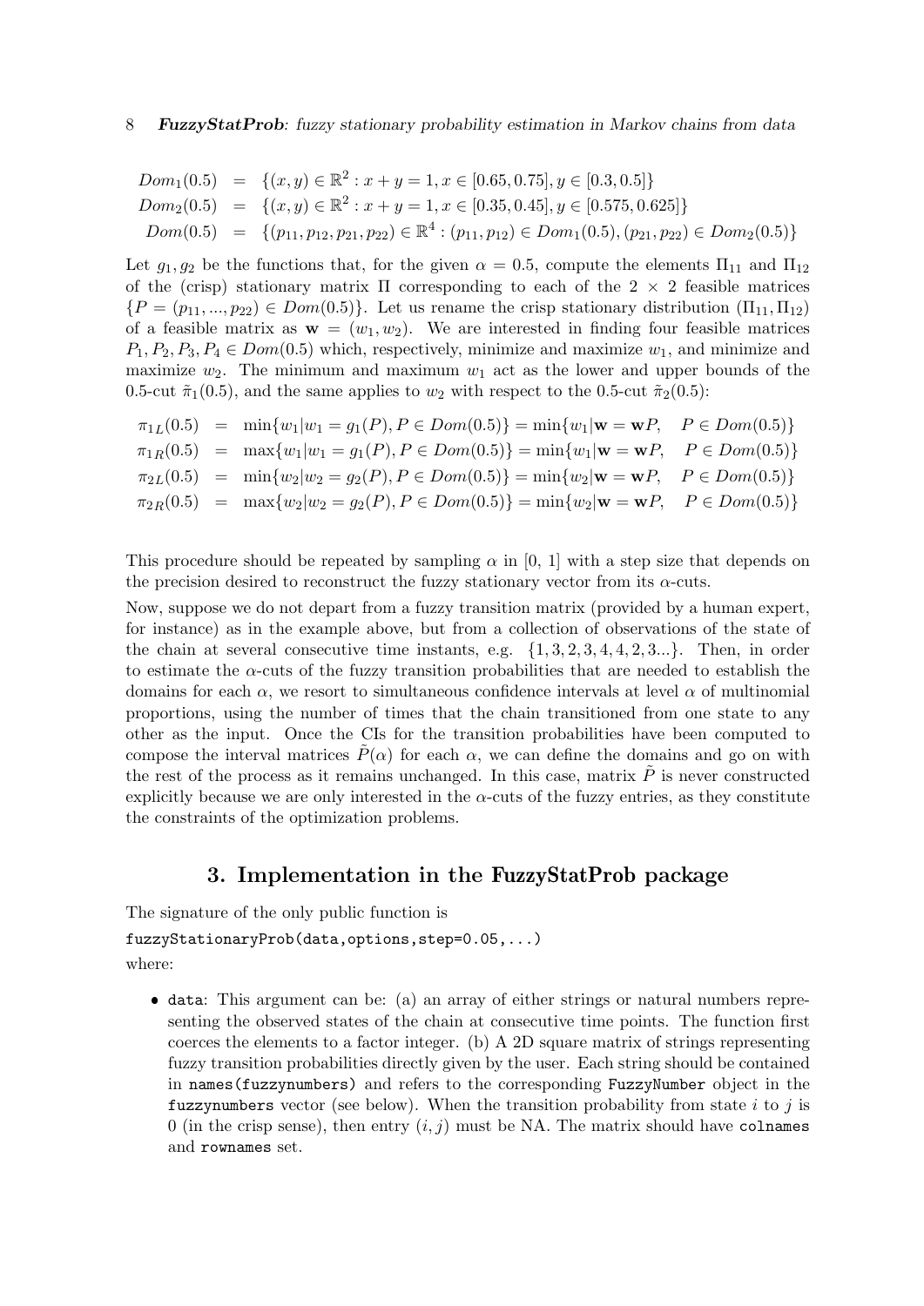$$
\begin{aligned}
Dom_1(0.5) &= \{(x,y) \in \mathbb{R}^2 : x+y=1, x \in [0.65, 0.75], y \in [0.3, 0.5]\} \\
Dom_2(0.5) &= \{(x,y) \in \mathbb{R}^2 : x+y=1, x \in [0.35, 0.45], y \in [0.575, 0.625]\} \\
Dom(0.5) &= \{(p_{11}, p_{12}, p_{21}, p_{22}) \in \mathbb{R}^4 : (p_{11}, p_{12}) \in Dom_1(0.5), (p_{21}, p_{22}) \in Dom_2(0.5)\}
\end{aligned}
$$

Let $g_1, g_2$ be the functions that, for the given $\alpha = 0.5$, compute the elements $\Pi_{11}$ and $\Pi_{12}$ of the (crisp) stationary matrix $\Pi$ corresponding to each of the $2 \times 2$ feasible matrices $\{P = (p_{11}, ..., p_{22}) \in Dom(0.5)\}$. Let us rename the crisp stationary distribution $(\Pi_{11}, \Pi_{12})$ of a feasible matrix as $\mathbf{w} = (w_1, w_2)$. We are interested in finding four feasible matrices $P_1, P_2, P_3, P_4 \in Dom(0.5)$ which, respectively, minimize and maximize $w_1$, and minimize and maximize $w_2$. The minimum and maximum $w_1$ act as the lower and upper bounds of the 0.5-cut $\tilde{\pi}_1(0.5)$, and the same applies to $w_2$ with respect to the 0.5-cut $\tilde{\pi}_2(0.5)$:

$$
\begin{aligned}
\pi_{1L}(0.5) &= \min\{w_1 | w_1 = g_1(P), P \in Dom(0.5)\} = \min\{w_1 | \mathbf{w} = \mathbf{w}P, \quad P \in Dom(0.5)\} \\
\pi_{1R}(0.5) &= \max\{w_1 | w_1 = g_1(P), P \in Dom(0.5)\} = \min\{w_1 | \mathbf{w} = \mathbf{w}P, \quad P \in Dom(0.5)\} \\
\pi_{2L}(0.5) &= \min\{w_2 | w_2 = g_2(P), P \in Dom(0.5)\} = \min\{w_2 | \mathbf{w} = \mathbf{w}P, \quad P \in Dom(0.5)\} \\
\pi_{2R}(0.5) &= \max\{w_2 | w_2 = g_2(P), P \in Dom(0.5)\} = \min\{w_2 | \mathbf{w} = \mathbf{w}P, \quad P \in Dom(0.5)\}
\end{aligned}
$$

This procedure should be repeated by sampling $\alpha$ in [0, 1] with a step size that depends on the precision desired to reconstruct the fuzzy stationary vector from its $\alpha$-cuts.

Now, suppose we do not depart from a fuzzy transition matrix (provided by a human expert, for instance) as in the example above, but from a collection of observations of the state of the chain at several consecutive time instants, e.g. $\{1, 3, 2, 3, 4, 4, 2, 3...\}$. Then, in order to estimate the $\alpha$-cuts of the fuzzy transition probabilities that are needed to establish the domains for each $\alpha$, we resort to simultaneous confidence intervals at level $\alpha$ of multinomial proportions, using the number of times that the chain transitioned from one state to any other as the input. Once the CIs for the transition probabilities have been computed to compose the interval matrices $\tilde{P}(\alpha)$ for each $\alpha$, we can define the domains and go on with the rest of the process as it remains unchanged. In this case, matrix $\tilde{P}$ is never constructed explicitly because we are only interested in the $\alpha$-cuts of the fuzzy entries, as they constitute the constraints of the optimization problems.

## 3. Implementation in the FuzzyStatProb package

The signature of the only public function is

```
fuzzyStationaryProb(data,options,step=0.05,...)
```

where:

- `data`: This argument can be: (a) an array of either strings or natural numbers representing the observed states of the chain at consecutive time points. The function first coerces the elements to a factor integer. (b) A 2D square matrix of strings representing fuzzy transition probabilities directly given by the user. Each string should be contained in `names(fuzzynumbers)` and refers to the corresponding `FuzzyNumber` object in the `fuzzynumbers` vector (see below). When the transition probability from state $i$ to $j$ is 0 (in the crisp sense), then entry $(i, j)$ must be NA. The matrix should have `colnames` and `rownames` set.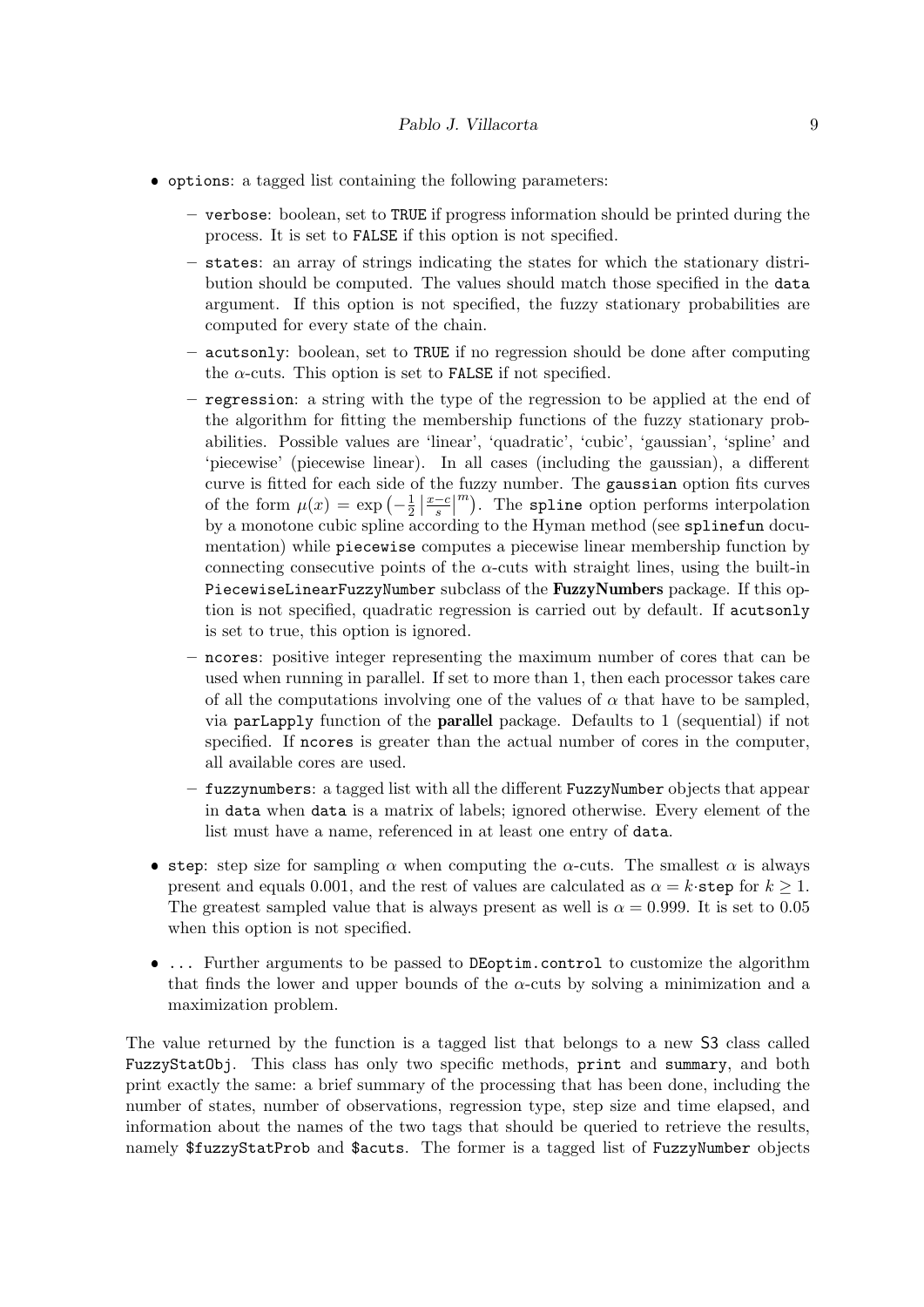- `options`: a tagged list containing the following parameters:
  - `verbose`: boolean, set to `TRUE` if progress information should be printed during the process. It is set to `FALSE` if this option is not specified.
  - `states`: an array of strings indicating the states for which the stationary distribution should be computed. The values should match those specified in the `data` argument. If this option is not specified, the fuzzy stationary probabilities are computed for every state of the chain.
  - `acutsonly`: boolean, set to `TRUE` if no regression should be done after computing the $\alpha$-cuts. This option is set to `FALSE` if not specified.
  - `regression`: a string with the type of the regression to be applied at the end of the algorithm for fitting the membership functions of the fuzzy stationary probabilities. Possible values are 'linear', 'quadratic', 'cubic', 'gaussian', 'spline' and 'piecewise' (piecewise linear). In all cases (including the gaussian), a different curve is fitted for each side of the fuzzy number. The `gaussian` option fits curves of the form $\mu(x) = \exp\left(-\frac{1}{2}\left|\frac{x-c}{s}\right|^m\right)$. The `spline` option performs interpolation by a monotone cubic spline according to the Hyman method (see `splinefun` documentation) while `piecewise` computes a piecewise linear membership function by connecting consecutive points of the $\alpha$-cuts with straight lines, using the built-in `PiecewiseLinearFuzzyNumber` subclass of the **FuzzyNumbers** package. If this option is not specified, quadratic regression is carried out by default. If `acutsonly` is set to true, this option is ignored.
  - `ncores`: positive integer representing the maximum number of cores that can be used when running in parallel. If set to more than 1, then each processor takes care of all the computations involving one of the values of $\alpha$ that have to be sampled, via `parLapply` function of the **parallel** package. Defaults to 1 (sequential) if not specified. If `ncores` is greater than the actual number of cores in the computer, all available cores are used.
  - `fuzzynumbers`: a tagged list with all the different `FuzzyNumber` objects that appear in `data` when `data` is a matrix of labels; ignored otherwise. Every element of the list must have a name, referenced in at least one entry of `data`.
- `step`: step size for sampling $\alpha$ when computing the $\alpha$-cuts. The smallest $\alpha$ is always present and equals 0.001, and the rest of values are calculated as $\alpha = k \cdot$`step` for $k \geq 1$. The greatest sampled value that is always present as well is $\alpha = 0.999$. It is set to 0.05 when this option is not specified.
- `...` Further arguments to be passed to `DEoptim.control` to customize the algorithm that finds the lower and upper bounds of the $\alpha$-cuts by solving a minimization and a maximization problem.

The value returned by the function is a tagged list that belongs to a new `S3` class called `FuzzyStatObj`. This class has only two specific methods, `print` and `summary`, and both print exactly the same: a brief summary of the processing that has been done, including the number of states, number of observations, regression type, step size and time elapsed, and information about the names of the two tags that should be queried to retrieve the results, namely `$fuzzyStatProb` and `$acuts`. The former is a tagged list of `FuzzyNumber` objects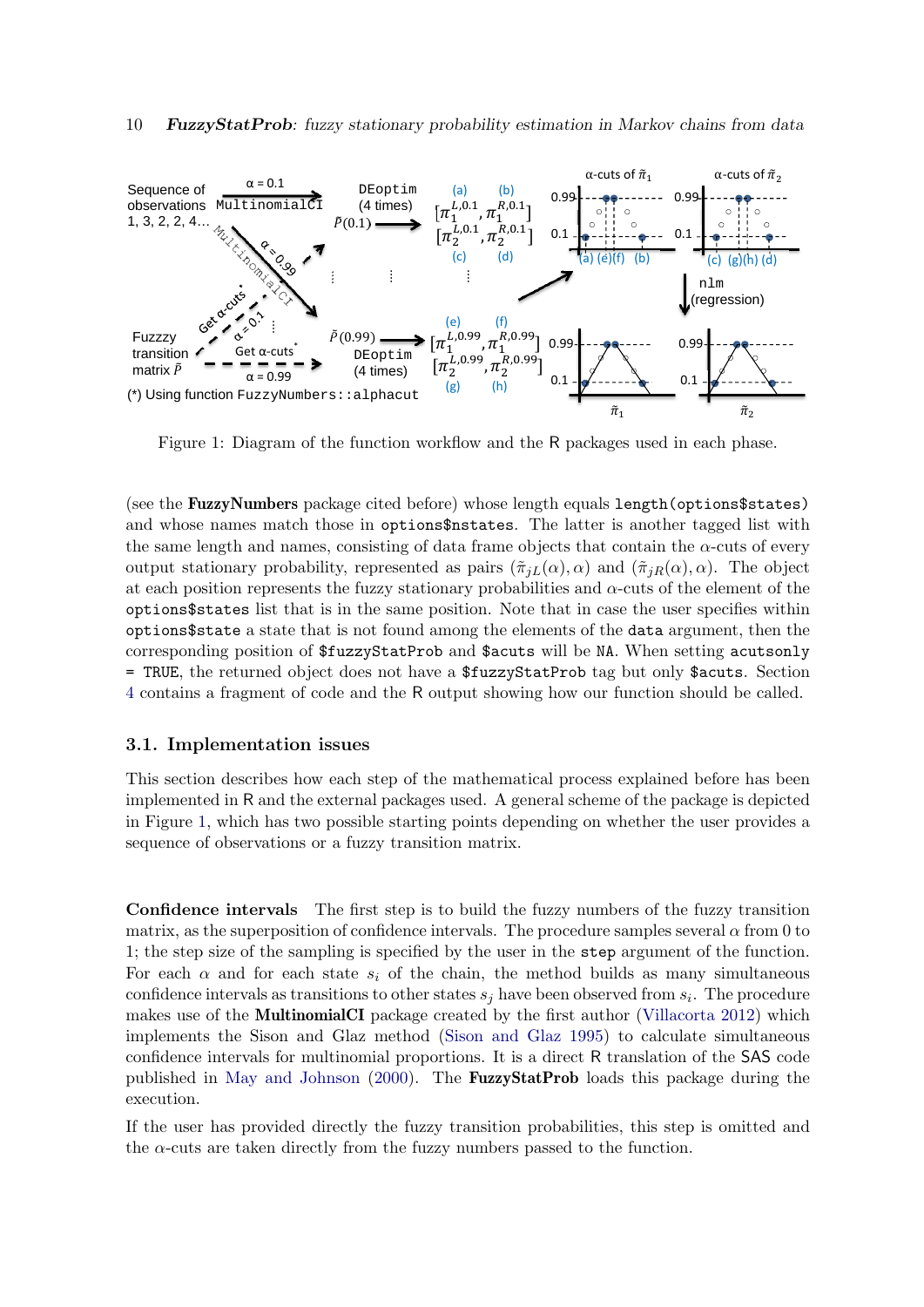Figure 1: Diagram of the function workflow and the R packages used in each phase.

(see the **FuzzyNumbers** package cited before) whose length equals `length(options$states)` and whose names match those in `options$nstates`. The latter is another tagged list with the same length and names, consisting of data frame objects that contain the $\alpha$-cuts of every output stationary probability, represented as pairs $(\tilde{\pi}_{jL}(\alpha), \alpha)$ and $(\tilde{\pi}_{jR}(\alpha), \alpha)$. The object at each position represents the fuzzy stationary probabilities and $\alpha$-cuts of the element of the `options$states` list that is in the same position. Note that in case the user specifies within `options$state` a state that is not found among the elements of the `data` argument, then the corresponding position of `$fuzzyStatProb` and `$acuts` will be `NA`. When setting `acutsonly = TRUE`, the returned object does not have a `$fuzzyStatProb` tag but only `$acuts`. Section 4 contains a fragment of code and the R output showing how our function should be called.

## 3.1. Implementation issues

This section describes how each step of the mathematical process explained before has been implemented in R and the external packages used. A general scheme of the package is depicted in Figure 1, which has two possible starting points depending on whether the user provides a sequence of observations or a fuzzy transition matrix.

**Confidence intervals** The first step is to build the fuzzy numbers of the fuzzy transition matrix, as the superposition of confidence intervals. The procedure samples several $\alpha$ from 0 to 1; the step size of the sampling is specified by the user in the `step` argument of the function. For each $\alpha$ and for each state $s_i$ of the chain, the method builds as many simultaneous confidence intervals as transitions to other states $s_j$ have been observed from $s_i$. The procedure makes use of the **MultinomialCI** package created by the first author (Villacorta 2012) which implements the Sison and Glaz method (Sison and Glaz 1995) to calculate simultaneous confidence intervals for multinomial proportions. It is a direct R translation of the SAS code published in May and Johnson (2000). The **FuzzyStatProb** loads this package during the execution.

If the user has provided directly the fuzzy transition probabilities, this step is omitted and the $\alpha$-cuts are taken directly from the fuzzy numbers passed to the function.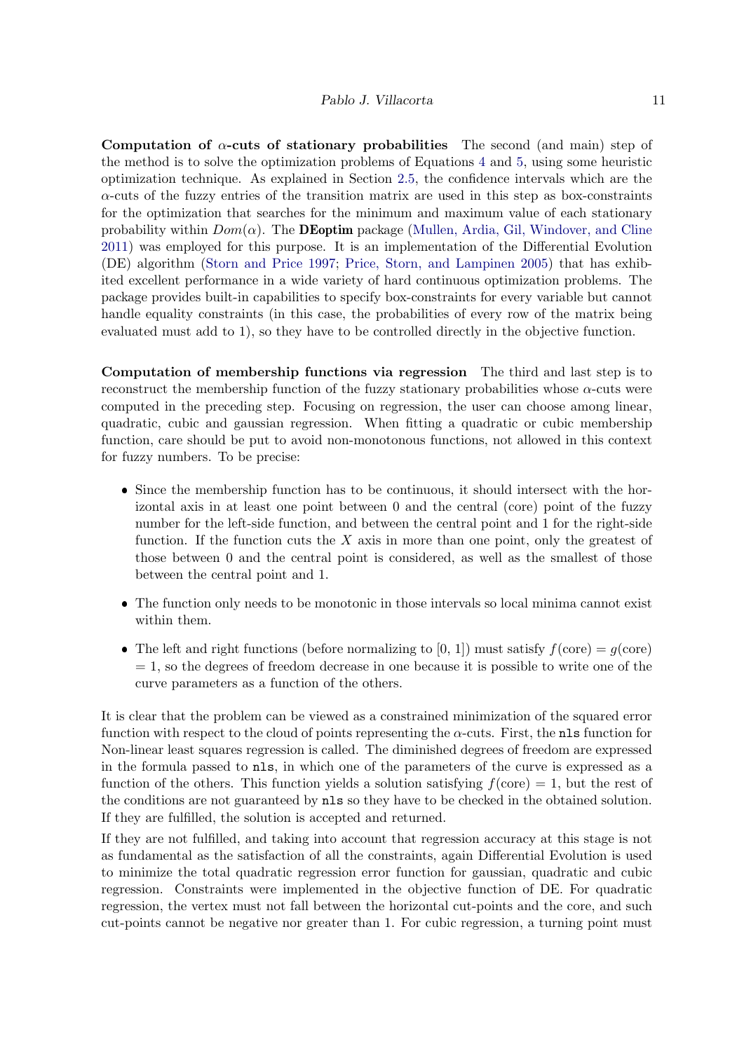**Computation of $\alpha$-cuts of stationary probabilities** The second (and main) step of the method is to solve the optimization problems of Equations 4 and 5, using some heuristic optimization technique. As explained in Section 2.5, the confidence intervals which are the $\alpha$-cuts of the fuzzy entries of the transition matrix are used in this step as box-constraints for the optimization that searches for the minimum and maximum value of each stationary probability within $Dom(\alpha)$. The **DEoptim** package (Mullen, Ardia, Gil, Windover, and Cline 2011) was employed for this purpose. It is an implementation of the Differential Evolution (DE) algorithm (Storn and Price 1997; Price, Storn, and Lampinen 2005) that has exhibited excellent performance in a wide variety of hard continuous optimization problems. The package provides built-in capabilities to specify box-constraints for every variable but cannot handle equality constraints (in this case, the probabilities of every row of the matrix being evaluated must add to 1), so they have to be controlled directly in the objective function.

**Computation of membership functions via regression** The third and last step is to reconstruct the membership function of the fuzzy stationary probabilities whose $\alpha$-cuts were computed in the preceding step. Focusing on regression, the user can choose among linear, quadratic, cubic and gaussian regression. When fitting a quadratic or cubic membership function, care should be put to avoid non-monotonous functions, not allowed in this context for fuzzy numbers. To be precise:

- Since the membership function has to be continuous, it should intersect with the horizontal axis in at least one point between 0 and the central (core) point of the fuzzy number for the left-side function, and between the central point and 1 for the right-side function. If the function cuts the $X$ axis in more than one point, only the greatest of those between 0 and the central point is considered, as well as the smallest of those between the central point and 1.
- The function only needs to be monotonic in those intervals so local minima cannot exist within them.
- The left and right functions (before normalizing to $[0, 1]$) must satisfy $f(\text{core}) = g(\text{core}) = 1$, so the degrees of freedom decrease in one because it is possible to write one of the curve parameters as a function of the others.

It is clear that the problem can be viewed as a constrained minimization of the squared error function with respect to the cloud of points representing the $\alpha$-cuts. First, the `nls` function for Non-linear least squares regression is called. The diminished degrees of freedom are expressed in the formula passed to `nls`, in which one of the parameters of the curve is expressed as a function of the others. This function yields a solution satisfying $f(\text{core}) = 1$, but the rest of the conditions are not guaranteed by `nls` so they have to be checked in the obtained solution. If they are fulfilled, the solution is accepted and returned.

If they are not fulfilled, and taking into account that regression accuracy at this stage is not as fundamental as the satisfaction of all the constraints, again Differential Evolution is used to minimize the total quadratic regression error function for gaussian, quadratic and cubic regression. Constraints were implemented in the objective function of DE. For quadratic regression, the vertex must not fall between the horizontal cut-points and the core, and such cut-points cannot be negative nor greater than 1. For cubic regression, a turning point must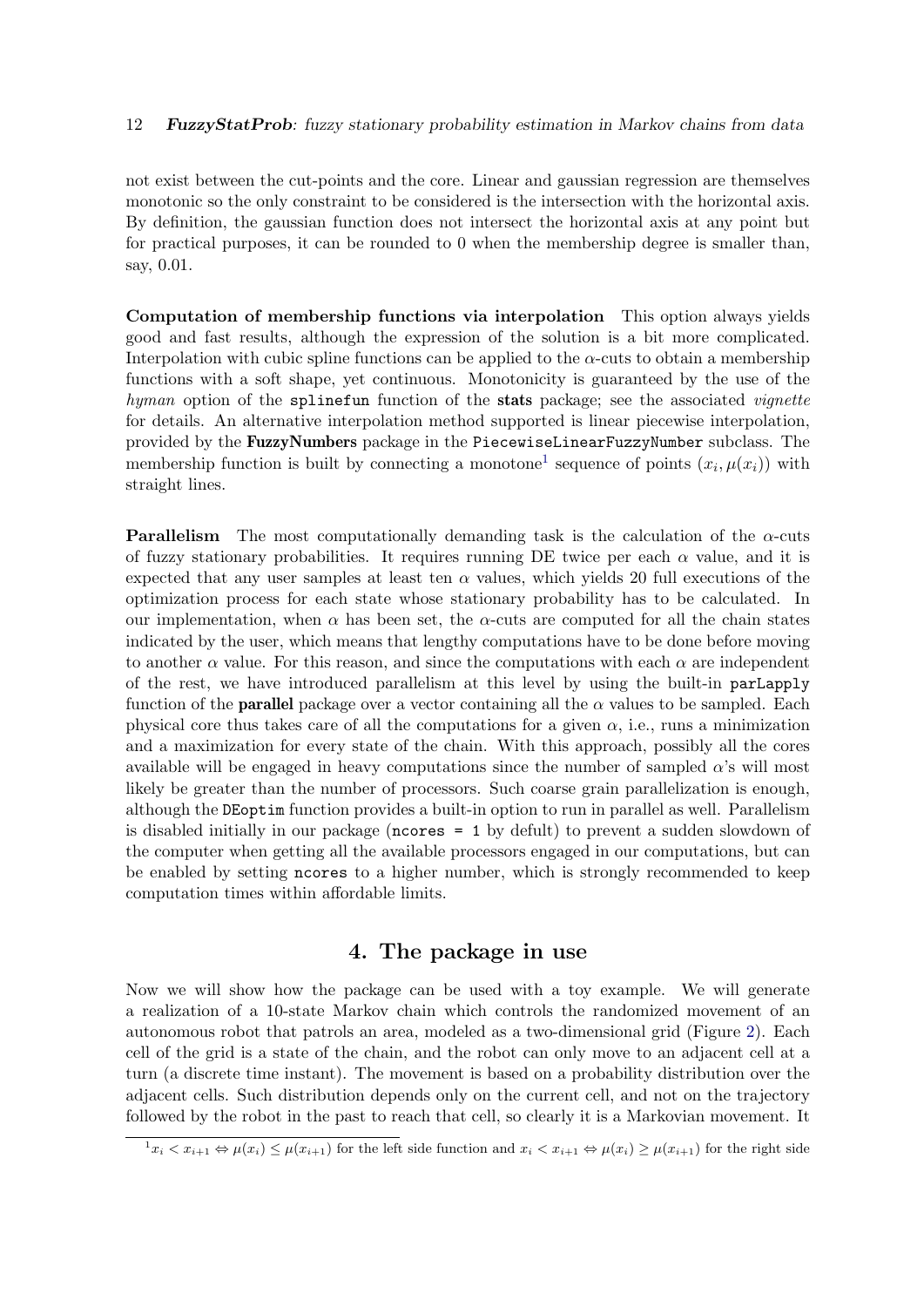not exist between the cut-points and the core. Linear and gaussian regression are themselves monotonic so the only constraint to be considered is the intersection with the horizontal axis. By definition, the gaussian function does not intersect the horizontal axis at any point but for practical purposes, it can be rounded to 0 when the membership degree is smaller than, say, 0.01.

**Computation of membership functions via interpolation** This option always yields good and fast results, although the expression of the solution is a bit more complicated. Interpolation with cubic spline functions can be applied to the $\alpha$-cuts to obtain a membership functions with a soft shape, yet continuous. Monotonicity is guaranteed by the use of the *hyman* option of the `splinefun` function of the **stats** package; see the associated *vignette* for details. An alternative interpolation method supported is linear piecewise interpolation, provided by the **FuzzyNumbers** package in the `PiecewiseLinearFuzzyNumber` subclass. The membership function is built by connecting a monotone[1] sequence of points $(x_i, \mu(x_i))$ with straight lines.

**Parallelism** The most computationally demanding task is the calculation of the $\alpha$-cuts of fuzzy stationary probabilities. It requires running DE twice per each $\alpha$ value, and it is expected that any user samples at least ten $\alpha$ values, which yields 20 full executions of the optimization process for each state whose stationary probability has to be calculated. In our implementation, when $\alpha$ has been set, the $\alpha$-cuts are computed for all the chain states indicated by the user, which means that lengthy computations have to be done before moving to another $\alpha$ value. For this reason, and since the computations with each $\alpha$ are independent of the rest, we have introduced parallelism at this level by using the built-in `parLapply` function of the **parallel** package over a vector containing all the $\alpha$ values to be sampled. Each physical core thus takes care of all the computations for a given $\alpha$, i.e., runs a minimization and a maximization for every state of the chain. With this approach, possibly all the cores available will be engaged in heavy computations since the number of sampled $\alpha$'s will most likely be greater than the number of processors. Such coarse grain parallelization is enough, although the `DEoptim` function provides a built-in option to run in parallel as well. Parallelism is disabled initially in our package (`ncores = 1` by defult) to prevent a sudden slowdown of the computer when getting all the available processors engaged in our computations, but can be enabled by setting `ncores` to a higher number, which is strongly recommended to keep computation times within affordable limits.

# 4. The package in use

Now we will show how the package can be used with a toy example. We will generate a realization of a 10-state Markov chain which controls the randomized movement of an autonomous robot that patrols an area, modeled as a two-dimensional grid (Figure 2). Each cell of the grid is a state of the chain, and the robot can only move to an adjacent cell at a turn (a discrete time instant). The movement is based on a probability distribution over the adjacent cells. Such distribution depends only on the current cell, and not on the trajectory followed by the robot in the past to reach that cell, so clearly it is a Markovian movement. It

[1] $x_i < x_{i+1} \Leftrightarrow \mu(x_i) \leq \mu(x_{i+1})$ for the left side function and $x_i < x_{i+1} \Leftrightarrow \mu(x_i) \geq \mu(x_{i+1})$ for the right side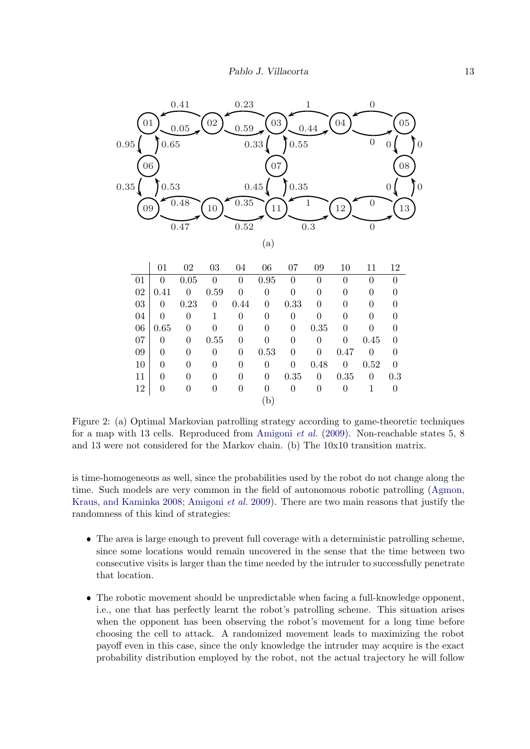(a)

|  | 01 | 02 | 03 | 04 | 06 | 07 | 09 | 10 | 11 | 12 |
|---|---|---|---|---|---|---|---|---|---|---|
| 01 | 0 | 0.05 | 0 | 0 | 0.95 | 0 | 0 | 0 | 0 | 0 |
| 02 | 0.41 | 0 | 0.59 | 0 | 0 | 0 | 0 | 0 | 0 | 0 |
| 03 | 0 | 0.23 | 0 | 0.44 | 0 | 0.33 | 0 | 0 | 0 | 0 |
| 04 | 0 | 0 | 1 | 0 | 0 | 0 | 0 | 0 | 0 | 0 |
| 06 | 0.65 | 0 | 0 | 0 | 0 | 0 | 0.35 | 0 | 0 | 0 |
| 07 | 0 | 0 | 0.55 | 0 | 0 | 0 | 0 | 0 | 0.45 | 0 |
| 09 | 0 | 0 | 0 | 0 | 0.53 | 0 | 0 | 0.47 | 0 | 0 |
| 10 | 0 | 0 | 0 | 0 | 0 | 0 | 0.48 | 0 | 0.52 | 0 |
| 11 | 0 | 0 | 0 | 0 | 0 | 0.35 | 0 | 0.35 | 0 | 0.3 |
| 12 | 0 | 0 | 0 | 0 | 0 | 0 | 0 | 0 | 1 | 0 |

(b)

Figure 2: (a) Optimal Markovian patrolling strategy according to game-theoretic techniques for a map with 13 cells. Reproduced from Amigoni *et al.* (2009). Non-reachable states 5, 8 and 13 were not considered for the Markov chain. (b) The 10x10 transition matrix.

is time-homogeneous as well, since the probabilities used by the robot do not change along the time. Such models are very common in the field of autonomous robotic patrolling (Agmon, Kraus, and Kaminka 2008; Amigoni *et al.* 2009). There are two main reasons that justify the randomness of this kind of strategies:

- The area is large enough to prevent full coverage with a deterministic patrolling scheme, since some locations would remain uncovered in the sense that the time between two consecutive visits is larger than the time needed by the intruder to successfully penetrate that location.
- The robotic movement should be unpredictable when facing a full-knowledge opponent, i.e., one that has perfectly learnt the robot's patrolling scheme. This situation arises when the opponent has been observing the robot's movement for a long time before choosing the cell to attack. A randomized movement leads to maximizing the robot payoff even in this case, since the only knowledge the intruder may acquire is the exact probability distribution employed by the robot, not the actual trajectory he will follow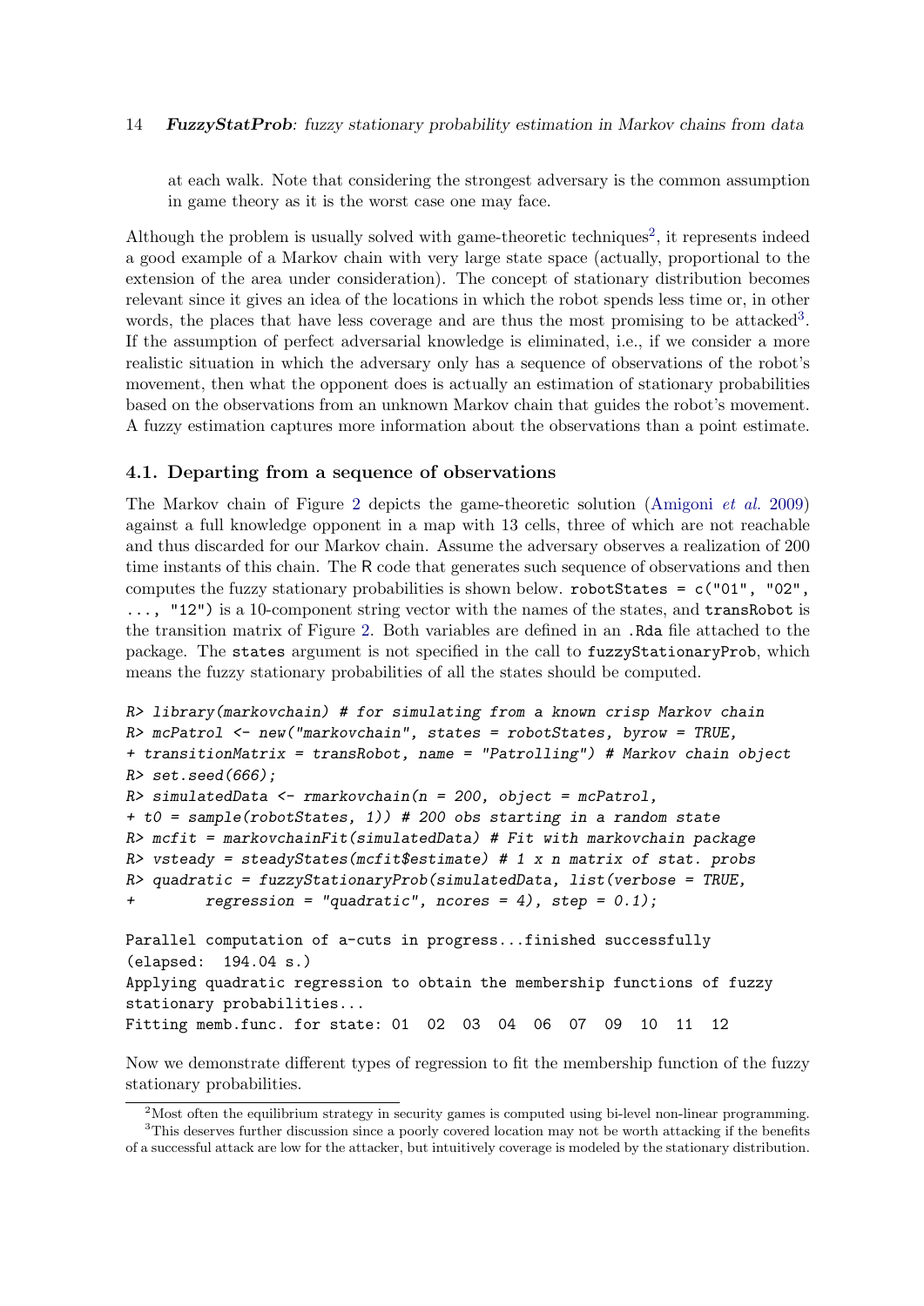at each walk. Note that considering the strongest adversary is the common assumption in game theory as it is the worst case one may face.

Although the problem is usually solved with game-theoretic techniques[2], it represents indeed a good example of a Markov chain with very large state space (actually, proportional to the extension of the area under consideration). The concept of stationary distribution becomes relevant since it gives an idea of the locations in which the robot spends less time or, in other words, the places that have less coverage and are thus the most promising to be attacked[3]. If the assumption of perfect adversarial knowledge is eliminated, i.e., if we consider a more realistic situation in which the adversary only has a sequence of observations of the robot's movement, then what the opponent does is actually an estimation of stationary probabilities based on the observations from an unknown Markov chain that guides the robot's movement. A fuzzy estimation captures more information about the observations than a point estimate.

### 4.1. Departing from a sequence of observations

The Markov chain of Figure 2 depicts the game-theoretic solution (Amigoni *et al.* 2009) against a full knowledge opponent in a map with 13 cells, three of which are not reachable and thus discarded for our Markov chain. Assume the adversary observes a realization of 200 time instants of this chain. The R code that generates such sequence of observations and then computes the fuzzy stationary probabilities is shown below. `robotStates = c("01", "02", ..., "12")` is a 10-component string vector with the names of the states, and `transRobot` is the transition matrix of Figure 2. Both variables are defined in an `.Rda` file attached to the package. The `states` argument is not specified in the call to `fuzzyStationaryProb`, which means the fuzzy stationary probabilities of all the states should be computed.

```
R> library(markovchain) # for simulating from a known crisp Markov chain
R> mcPatrol <- new("markovchain", states = robotStates, byrow = TRUE,
+ transitionMatrix = transRobot, name = "Patrolling") # Markov chain object
R> set.seed(666);
R> simulatedData <- rmarkovchain(n = 200, object = mcPatrol,
+ t0 = sample(robotStates, 1)) # 200 obs starting in a random state
R> mcfit = markovchainFit(simulatedData) # Fit with markovchain package
R> vsteady = steadyStates(mcfit$estimate) # 1 x n matrix of stat. probs
R> quadratic = fuzzyStationaryProb(simulatedData, list(verbose = TRUE,
+        regression = "quadratic", ncores = 4), step = 0.1);

Parallel computation of a-cuts in progress...finished successfully
(elapsed:  194.04 s.)
Applying quadratic regression to obtain the membership functions of fuzzy
stationary probabilities...
Fitting memb.func. for state: 01  02  03  04  06  07  09  10  11  12
```

Now we demonstrate different types of regression to fit the membership function of the fuzzy stationary probabilities.

[2] Most often the equilibrium strategy in security games is computed using bi-level non-linear programming.

[3] This deserves further discussion since a poorly covered location may not be worth attacking if the benefits of a successful attack are low for the attacker, but intuitively coverage is modeled by the stationary distribution.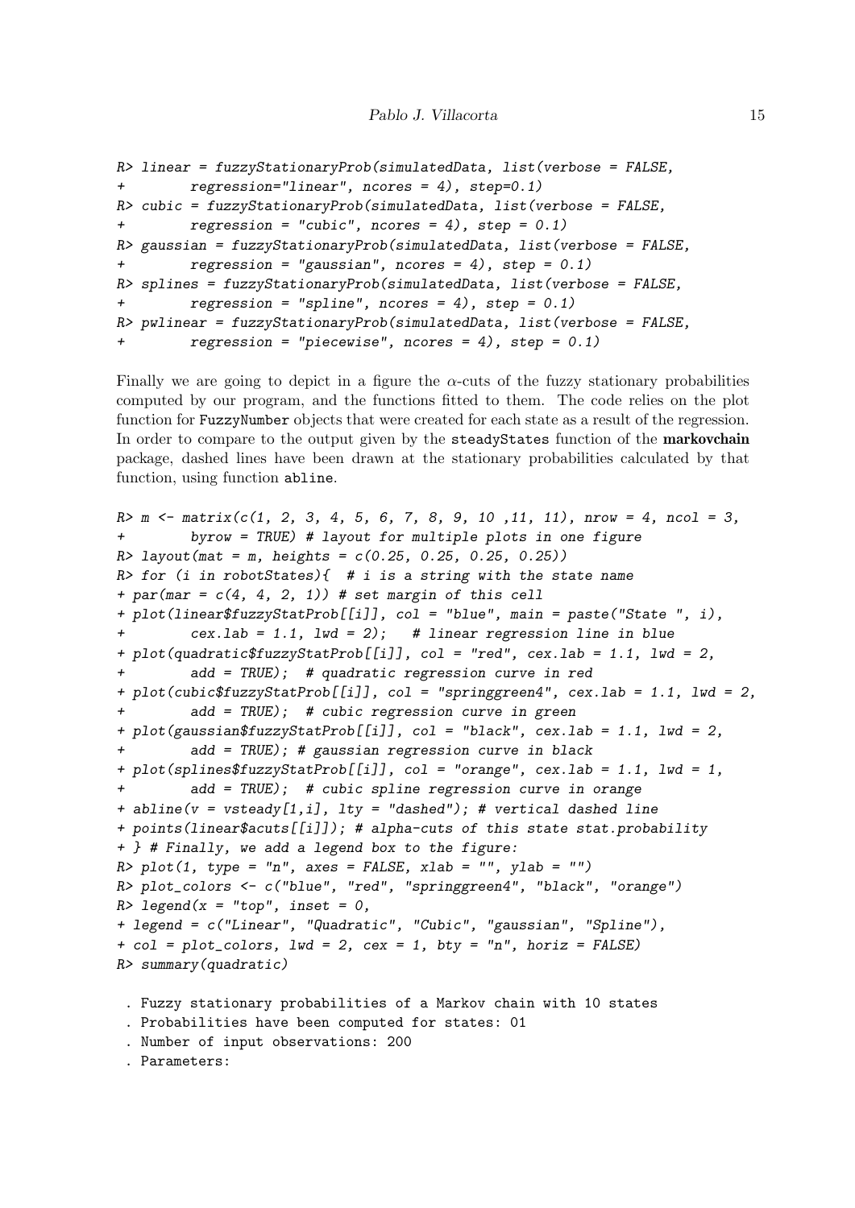```
R> linear = fuzzyStationaryProb(simulatedData, list(verbose = FALSE,
+        regression="linear", ncores = 4), step=0.1)
R> cubic = fuzzyStationaryProb(simulatedData, list(verbose = FALSE,
+        regression = "cubic", ncores = 4), step = 0.1)
R> gaussian = fuzzyStationaryProb(simulatedData, list(verbose = FALSE,
+        regression = "gaussian", ncores = 4), step = 0.1)
R> splines = fuzzyStationaryProb(simulatedData, list(verbose = FALSE,
+        regression = "spline", ncores = 4), step = 0.1)
R> pwlinear = fuzzyStationaryProb(simulatedData, list(verbose = FALSE,
+        regression = "piecewise", ncores = 4), step = 0.1)
```

Finally we are going to depict in a figure the $\alpha$-cuts of the fuzzy stationary probabilities computed by our program, and the functions fitted to them. The code relies on the plot function for `FuzzyNumber` objects that were created for each state as a result of the regression. In order to compare to the output given by the `steadyStates` function of the **markovchain** package, dashed lines have been drawn at the stationary probabilities calculated by that function, using function `abline`.

```
R> m <- matrix(c(1, 2, 3, 4, 5, 6, 7, 8, 9, 10 ,11, 11), nrow = 4, ncol = 3,
+        byrow = TRUE) # layout for multiple plots in one figure
R> layout(mat = m, heights = c(0.25, 0.25, 0.25, 0.25))
R> for (i in robotStates){  # i is a string with the state name
+ par(mar = c(4, 4, 2, 1)) # set margin of this cell
+ plot(linear$fuzzyStatProb[[i]], col = "blue", main = paste("State ", i),
+        cex.lab = 1.1, lwd = 2);   # linear regression line in blue
+ plot(quadratic$fuzzyStatProb[[i]], col = "red", cex.lab = 1.1, lwd = 2,
+        add = TRUE);  # quadratic regression curve in red
+ plot(cubic$fuzzyStatProb[[i]], col = "springgreen4", cex.lab = 1.1, lwd = 2,
+        add = TRUE);  # cubic regression curve in green
+ plot(gaussian$fuzzyStatProb[[i]], col = "black", cex.lab = 1.1, lwd = 2,
+        add = TRUE); # gaussian regression curve in black
+ plot(splines$fuzzyStatProb[[i]], col = "orange", cex.lab = 1.1, lwd = 1,
+        add = TRUE);  # cubic spline regression curve in orange
+ abline(v = vsteady[1,i], lty = "dashed"); # vertical dashed line
+ points(linear$acuts[[i]]); # alpha-cuts of this state stat.probability
+ } # Finally, we add a legend box to the figure:
R> plot(1, type = "n", axes = FALSE, xlab = "", ylab = "")
R> plot_colors <- c("blue", "red", "springgreen4", "black", "orange")
R> legend(x = "top", inset = 0,
+ legend = c("Linear", "Quadratic", "Cubic", "gaussian", "Spline"),
+ col = plot_colors, lwd = 2, cex = 1, bty = "n", horiz = FALSE)
R> summary(quadratic)

 . Fuzzy stationary probabilities of a Markov chain with 10 states
 . Probabilities have been computed for states: 01
 . Number of input observations: 200
 . Parameters:
```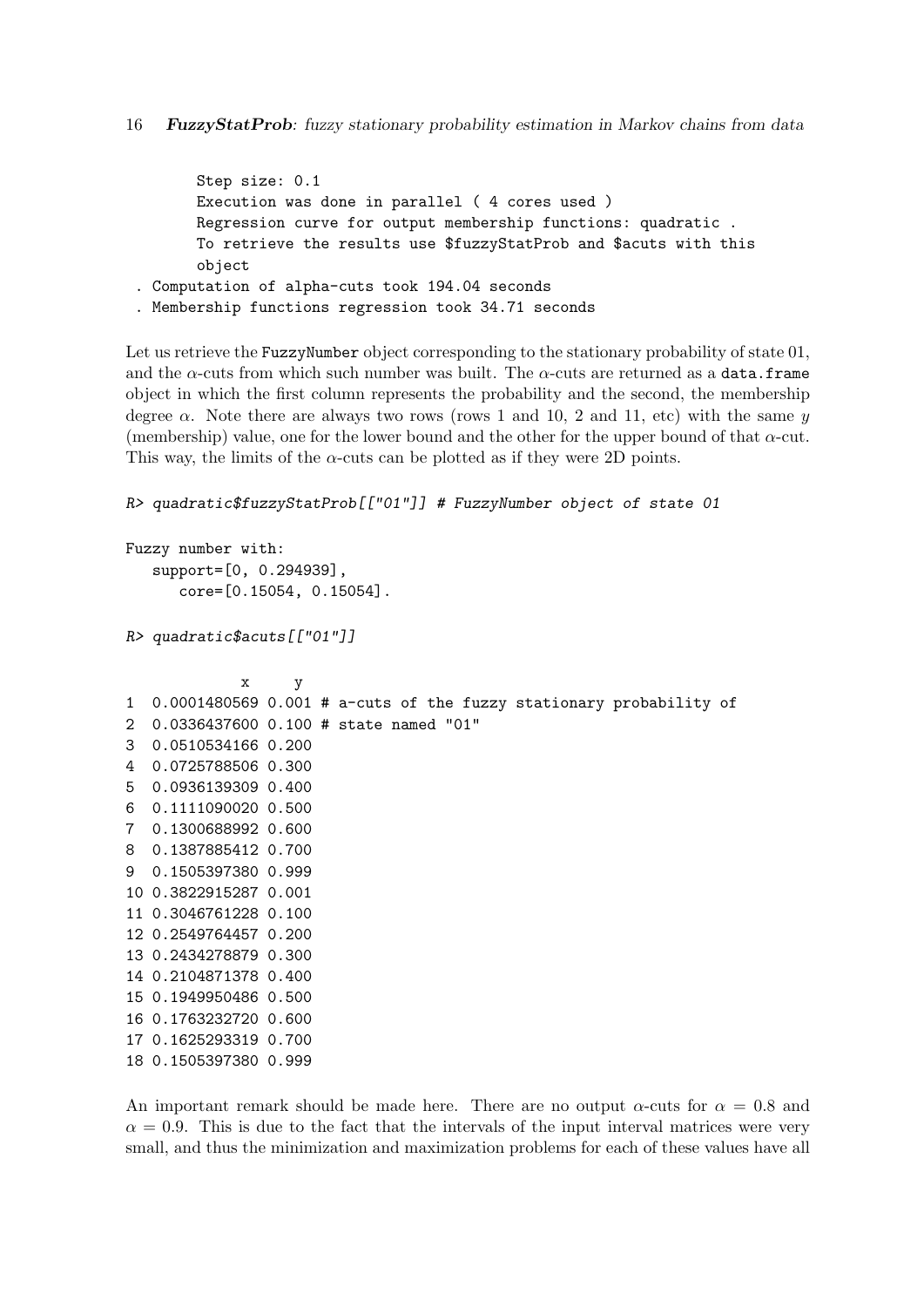```
        Step size: 0.1
        Execution was done in parallel ( 4 cores used )
        Regression curve for output membership functions: quadratic .
        To retrieve the results use $fuzzyStatProb and $acuts with this
        object
 . Computation of alpha-cuts took 194.04 seconds
 . Membership functions regression took 34.71 seconds
```

Let us retrieve the `FuzzyNumber` object corresponding to the stationary probability of state 01, and the $\alpha$-cuts from which such number was built. The $\alpha$-cuts are returned as a `data.frame` object in which the first column represents the probability and the second, the membership degree $\alpha$. Note there are always two rows (rows 1 and 10, 2 and 11, etc) with the same $y$ (membership) value, one for the lower bound and the other for the upper bound of that $\alpha$-cut. This way, the limits of the $\alpha$-cuts can be plotted as if they were 2D points.

```
R> quadratic$fuzzyStatProb[["01"]] # FuzzyNumber object of state 01

Fuzzy number with:
   support=[0, 0.294939],
      core=[0.15054, 0.15054].

R> quadratic$acuts[["01"]]

            x     y
1  0.0001480569 0.001 # a-cuts of the fuzzy stationary probability of
2  0.0336437600 0.100 # state named "01"
3  0.0510534166 0.200
4  0.0725788506 0.300
5  0.0936139309 0.400
6  0.1111090020 0.500
7  0.1300688992 0.600
8  0.1387885412 0.700
9  0.1505397380 0.999
10 0.3822915287 0.001
11 0.3046761228 0.100
12 0.2549764457 0.200
13 0.2434278879 0.300
14 0.2104871378 0.400
15 0.1949950486 0.500
16 0.1763232720 0.600
17 0.1625293319 0.700
18 0.1505397380 0.999
```

An important remark should be made here. There are no output $\alpha$-cuts for $\alpha = 0.8$ and $\alpha = 0.9$. This is due to the fact that the intervals of the input interval matrices were very small, and thus the minimization and maximization problems for each of these values have all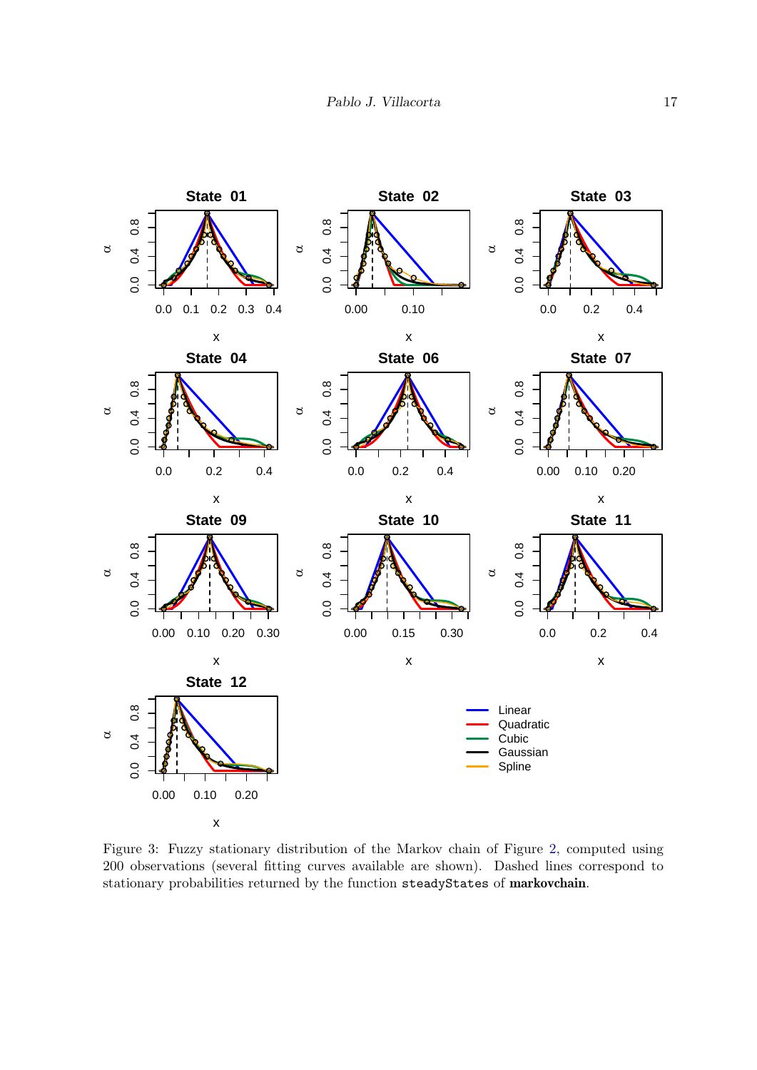Figure 3: Fuzzy stationary distribution of the Markov chain of Figure 2, computed using 200 observations (several fitting curves available are shown). Dashed lines correspond to stationary probabilities returned by the function `steadyStates` of **markovchain**.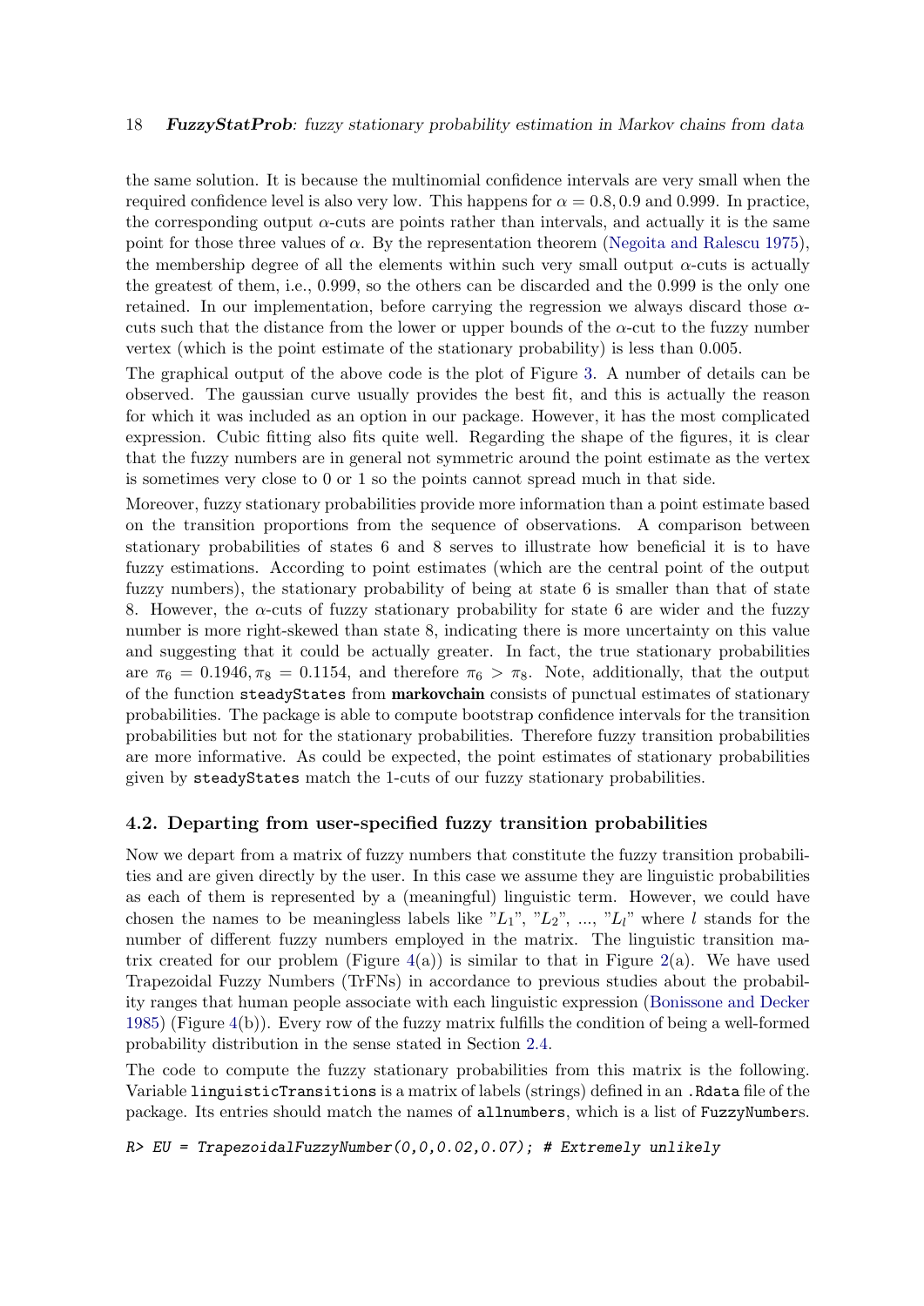the same solution. It is because the multinomial confidence intervals are very small when the required confidence level is also very low. This happens for $\alpha = 0.8, 0.9$ and $0.999$. In practice, the corresponding output $\alpha$-cuts are points rather than intervals, and actually it is the same point for those three values of $\alpha$. By the representation theorem (Negoita and Ralescu 1975), the membership degree of all the elements within such very small output $\alpha$-cuts is actually the greatest of them, i.e., 0.999, so the others can be discarded and the 0.999 is the only one retained. In our implementation, before carrying the regression we always discard those $\alpha$-cuts such that the distance from the lower or upper bounds of the $\alpha$-cut to the fuzzy number vertex (which is the point estimate of the stationary probability) is less than 0.005.

The graphical output of the above code is the plot of Figure 3. A number of details can be observed. The gaussian curve usually provides the best fit, and this is actually the reason for which it was included as an option in our package. However, it has the most complicated expression. Cubic fitting also fits quite well. Regarding the shape of the figures, it is clear that the fuzzy numbers are in general not symmetric around the point estimate as the vertex is sometimes very close to 0 or 1 so the points cannot spread much in that side.

Moreover, fuzzy stationary probabilities provide more information than a point estimate based on the transition proportions from the sequence of observations. A comparison between stationary probabilities of states 6 and 8 serves to illustrate how beneficial it is to have fuzzy estimations. According to point estimates (which are the central point of the output fuzzy numbers), the stationary probability of being at state 6 is smaller than that of state 8. However, the $\alpha$-cuts of fuzzy stationary probability for state 6 are wider and the fuzzy number is more right-skewed than state 8, indicating there is more uncertainty on this value and suggesting that it could be actually greater. In fact, the true stationary probabilities are $\pi_6 = 0.1946, \pi_8 = 0.1154$, and therefore $\pi_6 > \pi_8$. Note, additionally, that the output of the function `steadyStates` from **markovchain** consists of punctual estimates of stationary probabilities. The package is able to compute bootstrap confidence intervals for the transition probabilities but not for the stationary probabilities. Therefore fuzzy transition probabilities are more informative. As could be expected, the point estimates of stationary probabilities given by `steadyStates` match the 1-cuts of our fuzzy stationary probabilities.

### 4.2. Departing from user-specified fuzzy transition probabilities

Now we depart from a matrix of fuzzy numbers that constitute the fuzzy transition probabilities and are given directly by the user. In this case we assume they are linguistic probabilities as each of them is represented by a (meaningful) linguistic term. However, we could have chosen the names to be meaningless labels like "$L_1$", "$L_2$", ..., "$L_l$" where $l$ stands for the number of different fuzzy numbers employed in the matrix. The linguistic transition matrix created for our problem (Figure 4(a)) is similar to that in Figure 2(a). We have used Trapezoidal Fuzzy Numbers (TrFNs) in accordance to previous studies about the probability ranges that human people associate with each linguistic expression (Bonissone and Decker 1985) (Figure 4(b)). Every row of the fuzzy matrix fulfills the condition of being a well-formed probability distribution in the sense stated in Section 2.4.

The code to compute the fuzzy stationary probabilities from this matrix is the following. Variable `linguisticTransitions` is a matrix of labels (strings) defined in an `.Rdata` file of the package. Its entries should match the names of `allnumbers`, which is a list of `FuzzyNumber`s.

```
R> EU = TrapezoidalFuzzyNumber(0,0,0.02,0.07); # Extremely unlikely
```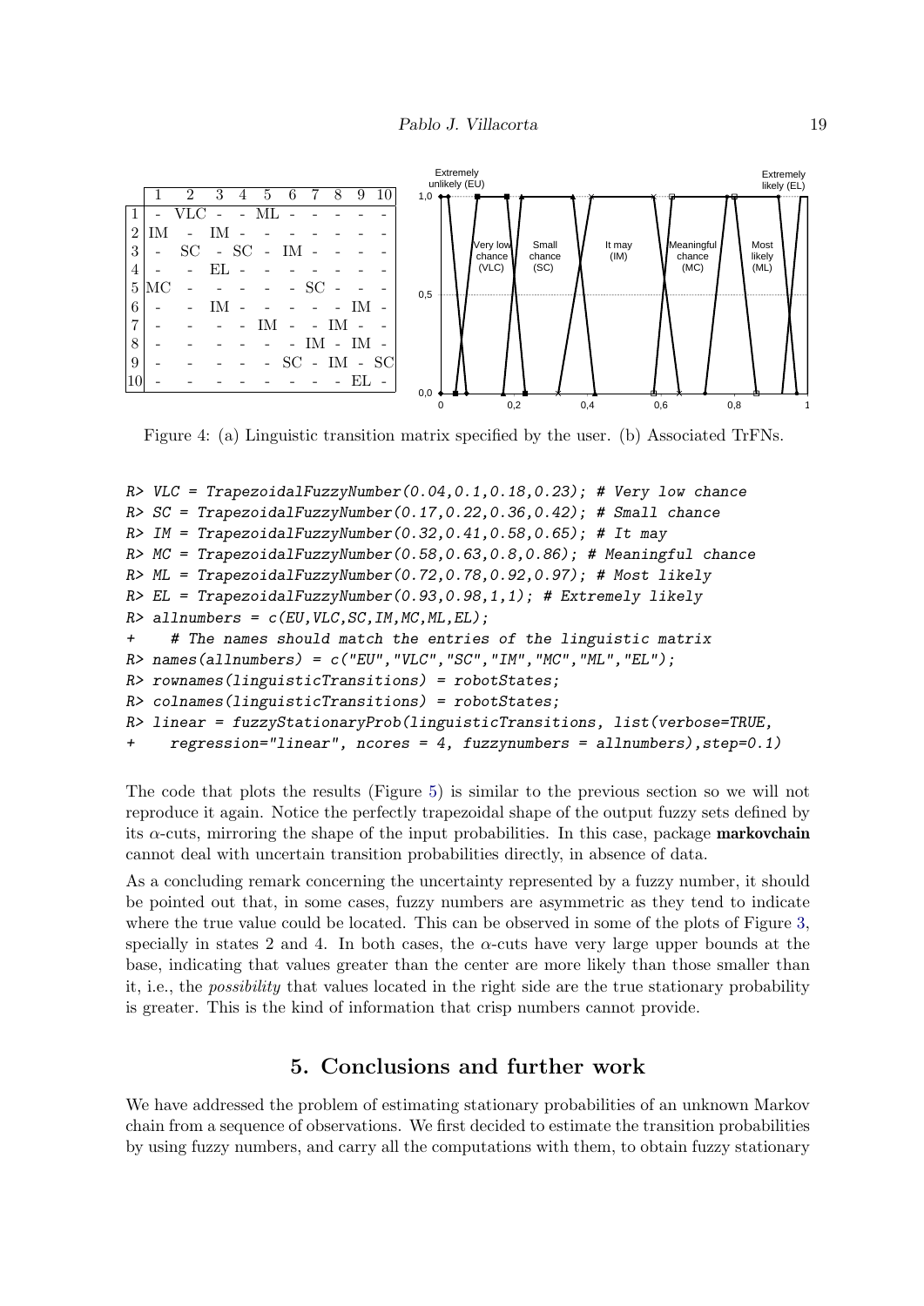|  | 1 | 2 | 3 | 4 | 5 | 6 | 7 | 8 | 9 | 10 |
|---|---|---|---|---|---|---|---|---|---|---|
| 1 | - | VLC | - | - | ML | - | - | - | - | - |
| 2 | IM | - | IM | - | - | - | - | - | - | - |
| 3 | - | SC | - | SC | - | IM | - | - | - | - |
| 4 | - | - | EL | - | - | - | - | - | - | - |
| 5 | MC | - | - | - | - | - | SC | - | - | - |
| 6 | - | - | IM | - | - | - | - | - | IM | - |
| 7 | - | - | - | - | IM | - | - | IM | - | - |
| 8 | - | - | - | - | - | - | IM | - | IM | - |
| 9 | - | - | - | - | - | SC | - | IM | - | SC |
| 10 | - | - | - | - | - | - | - | - | EL | - |

Figure 4: (a) Linguistic transition matrix specified by the user. (b) Associated TrFNs.

```
R> VLC = TrapezoidalFuzzyNumber(0.04,0.1,0.18,0.23); # Very low chance
R> SC = TrapezoidalFuzzyNumber(0.17,0.22,0.36,0.42); # Small chance
R> IM = TrapezoidalFuzzyNumber(0.32,0.41,0.58,0.65); # It may
R> MC = TrapezoidalFuzzyNumber(0.58,0.63,0.8,0.86); # Meaningful chance
R> ML = TrapezoidalFuzzyNumber(0.72,0.78,0.92,0.97); # Most likely
R> EL = TrapezoidalFuzzyNumber(0.93,0.98,1,1); # Extremely likely
R> allnumbers = c(EU,VLC,SC,IM,MC,ML,EL);
+    # The names should match the entries of the linguistic matrix
R> names(allnumbers) = c("EU","VLC","SC","IM","MC","ML","EL");
R> rownames(linguisticTransitions) = robotStates;
R> colnames(linguisticTransitions) = robotStates;
R> linear = fuzzyStationaryProb(linguisticTransitions, list(verbose=TRUE,
+    regression="linear", ncores = 4, fuzzynumbers = allnumbers),step=0.1)
```

The code that plots the results (Figure 5) is similar to the previous section so we will not reproduce it again. Notice the perfectly trapezoidal shape of the output fuzzy sets defined by its $\alpha$-cuts, mirroring the shape of the input probabilities. In this case, package **markovchain** cannot deal with uncertain transition probabilities directly, in absence of data.

As a concluding remark concerning the uncertainty represented by a fuzzy number, it should be pointed out that, in some cases, fuzzy numbers are asymmetric as they tend to indicate where the true value could be located. This can be observed in some of the plots of Figure 3, specially in states 2 and 4. In both cases, the $\alpha$-cuts have very large upper bounds at the base, indicating that values greater than the center are more likely than those smaller than it, i.e., the *possibility* that values located in the right side are the true stationary probability is greater. This is the kind of information that crisp numbers cannot provide.

## 5. Conclusions and further work

We have addressed the problem of estimating stationary probabilities of an unknown Markov chain from a sequence of observations. We first decided to estimate the transition probabilities by using fuzzy numbers, and carry all the computations with them, to obtain fuzzy stationary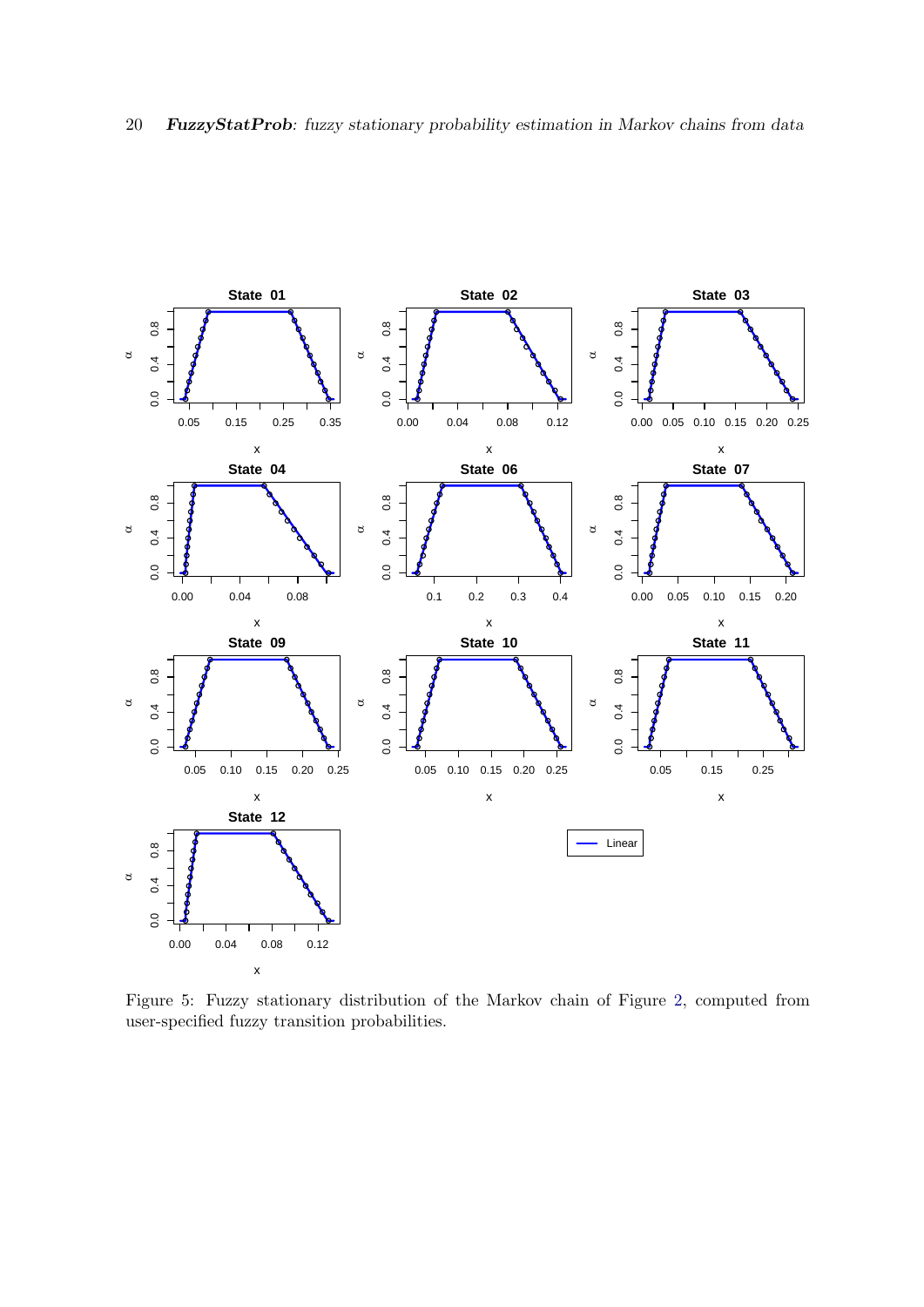Figure 5: Fuzzy stationary distribution of the Markov chain of Figure 2, computed from user-specified fuzzy transition probabilities.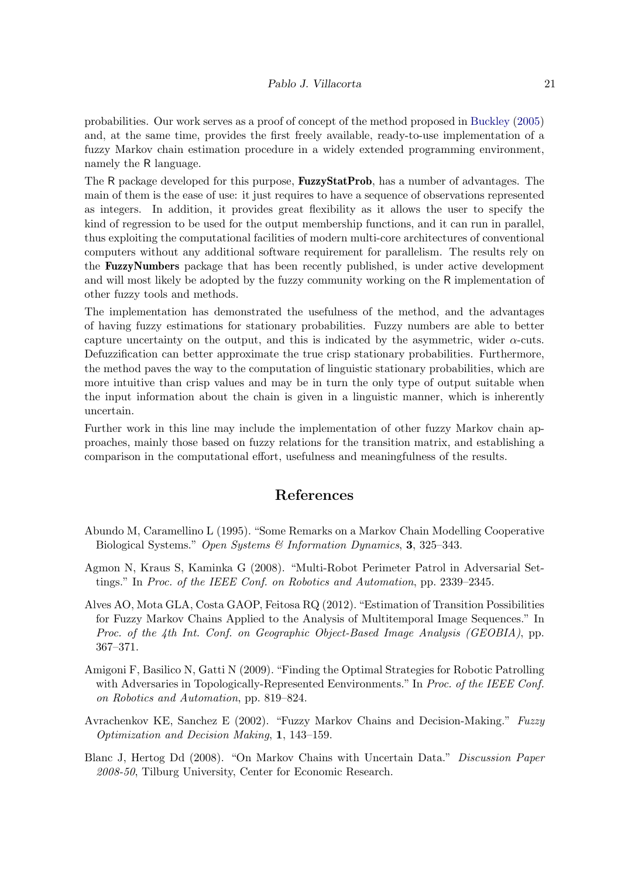probabilities. Our work serves as a proof of concept of the method proposed in Buckley (2005) and, at the same time, provides the first freely available, ready-to-use implementation of a fuzzy Markov chain estimation procedure in a widely extended programming environment, namely the R language.

The R package developed for this purpose, **FuzzyStatProb**, has a number of advantages. The main of them is the ease of use: it just requires to have a sequence of observations represented as integers. In addition, it provides great flexibility as it allows the user to specify the kind of regression to be used for the output membership functions, and it can run in parallel, thus exploiting the computational facilities of modern multi-core architectures of conventional computers without any additional software requirement for parallelism. The results rely on the **FuzzyNumbers** package that has been recently published, is under active development and will most likely be adopted by the fuzzy community working on the R implementation of other fuzzy tools and methods.

The implementation has demonstrated the usefulness of the method, and the advantages of having fuzzy estimations for stationary probabilities. Fuzzy numbers are able to better capture uncertainty on the output, and this is indicated by the asymmetric, wider $\alpha$-cuts. Defuzzification can better approximate the true crisp stationary probabilities. Furthermore, the method paves the way to the computation of linguistic stationary probabilities, which are more intuitive than crisp values and may be in turn the only type of output suitable when the input information about the chain is given in a linguistic manner, which is inherently uncertain.

Further work in this line may include the implementation of other fuzzy Markov chain approaches, mainly those based on fuzzy relations for the transition matrix, and establishing a comparison in the computational effort, usefulness and meaningfulness of the results.

# References

Abundo M, Caramellino L (1995). "Some Remarks on a Markov Chain Modelling Cooperative Biological Systems." *Open Systems & Information Dynamics*, **3**, 325–343.

Agmon N, Kraus S, Kaminka G (2008). "Multi-Robot Perimeter Patrol in Adversarial Settings." In *Proc. of the IEEE Conf. on Robotics and Automation*, pp. 2339–2345.

Alves AO, Mota GLA, Costa GAOP, Feitosa RQ (2012). "Estimation of Transition Possibilities for Fuzzy Markov Chains Applied to the Analysis of Multitemporal Image Sequences." In *Proc. of the 4th Int. Conf. on Geographic Object-Based Image Analysis (GEOBIA)*, pp. 367–371.

Amigoni F, Basilico N, Gatti N (2009). "Finding the Optimal Strategies for Robotic Patrolling with Adversaries in Topologically-Represented Eenvironments." In *Proc. of the IEEE Conf. on Robotics and Automation*, pp. 819–824.

Avrachenkov KE, Sanchez E (2002). "Fuzzy Markov Chains and Decision-Making." *Fuzzy Optimization and Decision Making*, **1**, 143–159.

Blanc J, Hertog Dd (2008). "On Markov Chains with Uncertain Data." *Discussion Paper 2008-50*, Tilburg University, Center for Economic Research.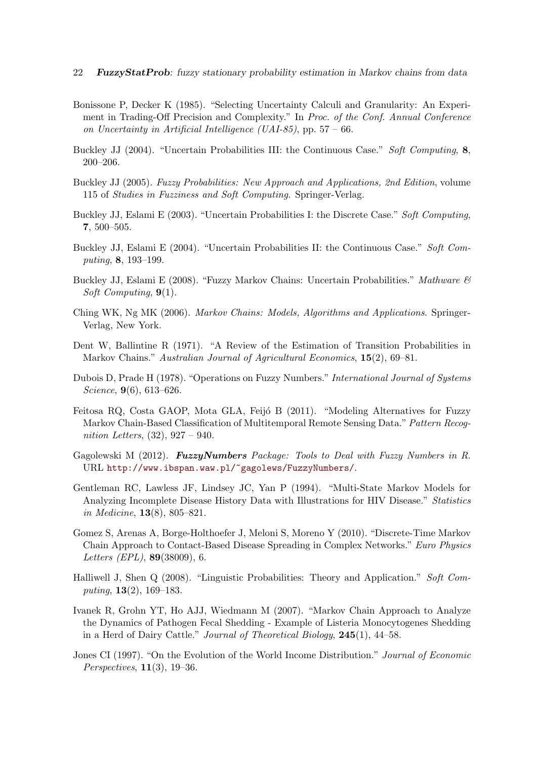Bonissone P, Decker K (1985). "Selecting Uncertainty Calculi and Granularity: An Experiment in Trading-Off Precision and Complexity." In *Proc. of the Conf. Annual Conference on Uncertainty in Artificial Intelligence (UAI-85)*, pp. 57 – 66.

Buckley JJ (2004). "Uncertain Probabilities III: the Continuous Case." *Soft Computing*, **8**, 200–206.

Buckley JJ (2005). *Fuzzy Probabilities: New Approach and Applications, 2nd Edition*, volume 115 of *Studies in Fuzziness and Soft Computing*. Springer-Verlag.

Buckley JJ, Eslami E (2003). "Uncertain Probabilities I: the Discrete Case." *Soft Computing*, **7**, 500–505.

Buckley JJ, Eslami E (2004). "Uncertain Probabilities II: the Continuous Case." *Soft Computing*, **8**, 193–199.

Buckley JJ, Eslami E (2008). "Fuzzy Markov Chains: Uncertain Probabilities." *Mathware & Soft Computing*, **9**(1).

Ching WK, Ng MK (2006). *Markov Chains: Models, Algorithms and Applications*. Springer-Verlag, New York.

Dent W, Ballintine R (1971). "A Review of the Estimation of Transition Probabilities in Markov Chains." *Australian Journal of Agricultural Economics*, **15**(2), 69–81.

Dubois D, Prade H (1978). "Operations on Fuzzy Numbers." *International Journal of Systems Science*, **9**(6), 613–626.

Feitosa RQ, Costa GAOP, Mota GLA, Feijó B (2011). "Modeling Alternatives for Fuzzy Markov Chain-Based Classification of Multitemporal Remote Sensing Data." *Pattern Recognition Letters*, (32), 927 – 940.

Gagolewski M (2012). ***FuzzyNumbers** Package: Tools to Deal with Fuzzy Numbers in R*. URL http://www.ibspan.waw.pl/~gagolews/FuzzyNumbers/.

Gentleman RC, Lawless JF, Lindsey JC, Yan P (1994). "Multi-State Markov Models for Analyzing Incomplete Disease History Data with Illustrations for HIV Disease." *Statistics in Medicine*, **13**(8), 805–821.

Gomez S, Arenas A, Borge-Holthoefer J, Meloni S, Moreno Y (2010). "Discrete-Time Markov Chain Approach to Contact-Based Disease Spreading in Complex Networks." *Euro Physics Letters (EPL)*, **89**(38009), 6.

Halliwell J, Shen Q (2008). "Linguistic Probabilities: Theory and Application." *Soft Computing*, **13**(2), 169–183.

Ivanek R, Grohn YT, Ho AJJ, Wiedmann M (2007). "Markov Chain Approach to Analyze the Dynamics of Pathogen Fecal Shedding - Example of Listeria Monocytogenes Shedding in a Herd of Dairy Cattle." *Journal of Theoretical Biology*, **245**(1), 44–58.

Jones CI (1997). "On the Evolution of the World Income Distribution." *Journal of Economic Perspectives*, **11**(3), 19–36.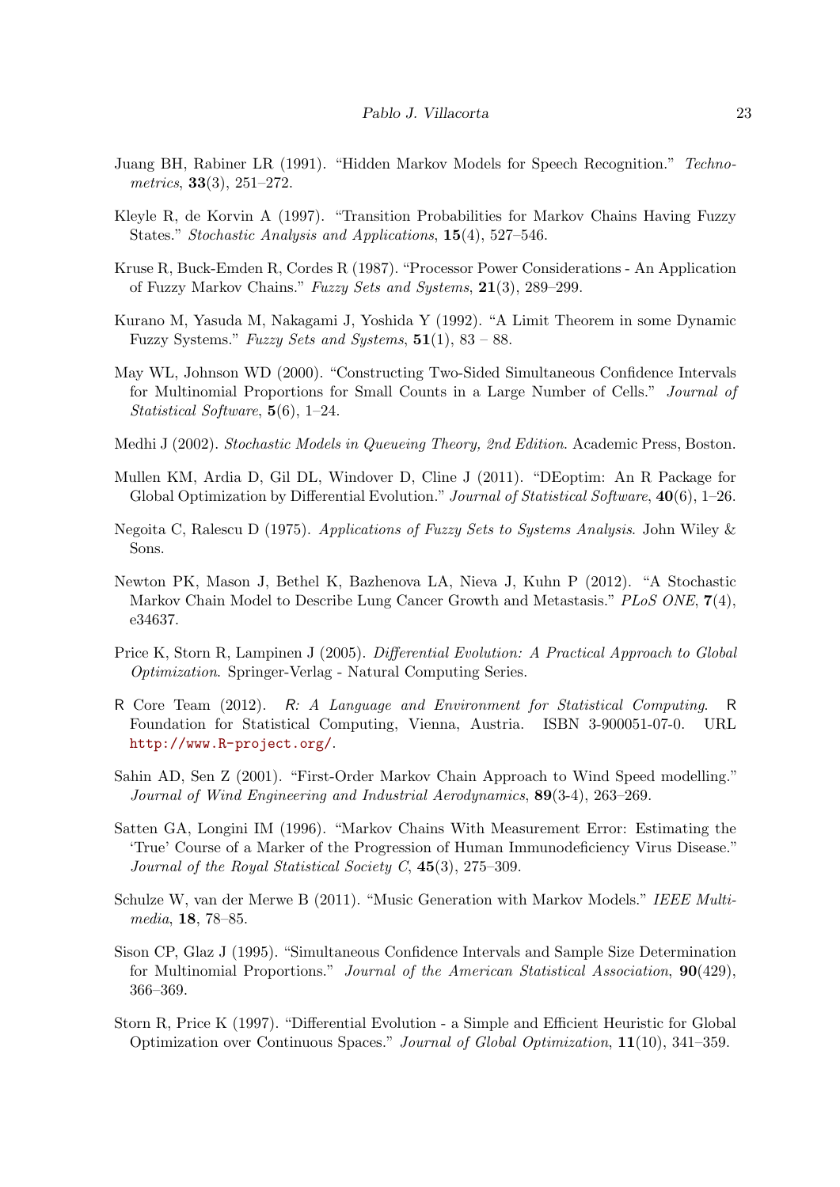Juang BH, Rabiner LR (1991). "Hidden Markov Models for Speech Recognition." *Technometrics*, **33**(3), 251–272.

Kleyle R, de Korvin A (1997). "Transition Probabilities for Markov Chains Having Fuzzy States." *Stochastic Analysis and Applications*, **15**(4), 527–546.

Kruse R, Buck-Emden R, Cordes R (1987). "Processor Power Considerations - An Application of Fuzzy Markov Chains." *Fuzzy Sets and Systems*, **21**(3), 289–299.

Kurano M, Yasuda M, Nakagami J, Yoshida Y (1992). "A Limit Theorem in some Dynamic Fuzzy Systems." *Fuzzy Sets and Systems*, **51**(1), 83 – 88.

May WL, Johnson WD (2000). "Constructing Two-Sided Simultaneous Confidence Intervals for Multinomial Proportions for Small Counts in a Large Number of Cells." *Journal of Statistical Software*, **5**(6), 1–24.

Medhi J (2002). *Stochastic Models in Queueing Theory, 2nd Edition*. Academic Press, Boston.

Mullen KM, Ardia D, Gil DL, Windover D, Cline J (2011). "DEoptim: An R Package for Global Optimization by Differential Evolution." *Journal of Statistical Software*, **40**(6), 1–26.

Negoita C, Ralescu D (1975). *Applications of Fuzzy Sets to Systems Analysis*. John Wiley & Sons.

Newton PK, Mason J, Bethel K, Bazhenova LA, Nieva J, Kuhn P (2012). "A Stochastic Markov Chain Model to Describe Lung Cancer Growth and Metastasis." *PLoS ONE*, **7**(4), e34637.

Price K, Storn R, Lampinen J (2005). *Differential Evolution: A Practical Approach to Global Optimization*. Springer-Verlag - Natural Computing Series.

R Core Team (2012). *R: A Language and Environment for Statistical Computing*. R Foundation for Statistical Computing, Vienna, Austria. ISBN 3-900051-07-0. URL http://www.R-project.org/.

Sahin AD, Sen Z (2001). "First-Order Markov Chain Approach to Wind Speed modelling." *Journal of Wind Engineering and Industrial Aerodynamics*, **89**(3-4), 263–269.

Satten GA, Longini IM (1996). "Markov Chains With Measurement Error: Estimating the 'True' Course of a Marker of the Progression of Human Immunodeficiency Virus Disease." *Journal of the Royal Statistical Society C*, **45**(3), 275–309.

Schulze W, van der Merwe B (2011). "Music Generation with Markov Models." *IEEE Multimedia*, **18**, 78–85.

Sison CP, Glaz J (1995). "Simultaneous Confidence Intervals and Sample Size Determination for Multinomial Proportions." *Journal of the American Statistical Association*, **90**(429), 366–369.

Storn R, Price K (1997). "Differential Evolution - a Simple and Efficient Heuristic for Global Optimization over Continuous Spaces." *Journal of Global Optimization*, **11**(10), 341–359.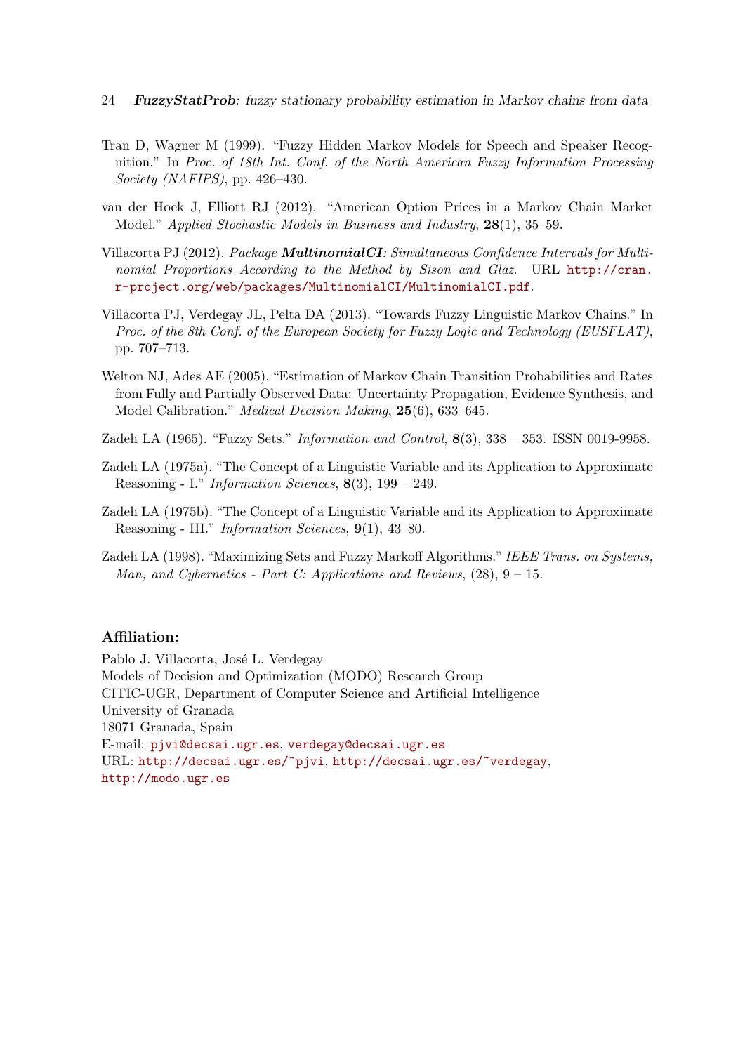Tran D, Wagner M (1999). "Fuzzy Hidden Markov Models for Speech and Speaker Recognition." In *Proc. of 18th Int. Conf. of the North American Fuzzy Information Processing Society (NAFIPS)*, pp. 426–430.

van der Hoek J, Elliott RJ (2012). "American Option Prices in a Markov Chain Market Model." *Applied Stochastic Models in Business and Industry*, **28**(1), 35–59.

Villacorta PJ (2012). *Package **MultinomialCI**: Simultaneous Confidence Intervals for Multinomial Proportions According to the Method by Sison and Glaz*. URL http://cran.r-project.org/web/packages/MultinomialCI/MultinomialCI.pdf.

Villacorta PJ, Verdegay JL, Pelta DA (2013). "Towards Fuzzy Linguistic Markov Chains." In *Proc. of the 8th Conf. of the European Society for Fuzzy Logic and Technology (EUSFLAT)*, pp. 707–713.

Welton NJ, Ades AE (2005). "Estimation of Markov Chain Transition Probabilities and Rates from Fully and Partially Observed Data: Uncertainty Propagation, Evidence Synthesis, and Model Calibration." *Medical Decision Making*, **25**(6), 633–645.

Zadeh LA (1965). "Fuzzy Sets." *Information and Control*, **8**(3), 338 – 353. ISSN 0019-9958.

Zadeh LA (1975a). "The Concept of a Linguistic Variable and its Application to Approximate Reasoning - I." *Information Sciences*, **8**(3), 199 – 249.

Zadeh LA (1975b). "The Concept of a Linguistic Variable and its Application to Approximate Reasoning - III." *Information Sciences*, **9**(1), 43–80.

Zadeh LA (1998). "Maximizing Sets and Fuzzy Markoff Algorithms." *IEEE Trans. on Systems, Man, and Cybernetics - Part C: Applications and Reviews*, (28), 9 – 15.

### Affiliation:

Pablo J. Villacorta, José L. Verdegay
Models of Decision and Optimization (MODO) Research Group
CITIC-UGR, Department of Computer Science and Artificial Intelligence
University of Granada
18071 Granada, Spain
E-mail: pjvi@decsai.ugr.es, verdegay@decsai.ugr.es
URL: http://decsai.ugr.es/~pjvi, http://decsai.ugr.es/~verdegay, http://modo.ugr.es